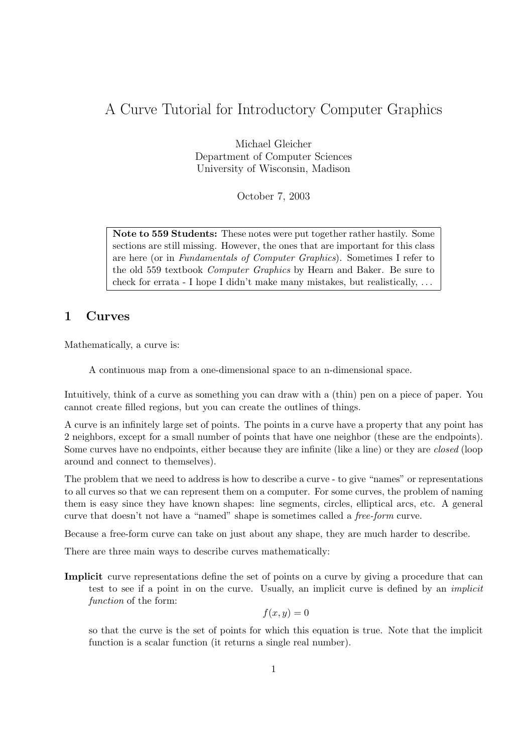# A Curve Tutorial for Introductory Computer Graphics

Michael Gleicher
Department of Computer Sciences
University of Wisconsin, Madison

October 7, 2003

> **Note to 559 Students:** These notes were put together rather hastily. Some sections are still missing. However, the ones that are important for this class are here (or in *Fundamentals of Computer Graphics*). Sometimes I refer to the old 559 textbook *Computer Graphics* by Hearn and Baker. Be sure to check for errata - I hope I didn't make many mistakes, but realistically, . . .

## 1 Curves

Mathematically, a curve is:

> A continuous map from a one-dimensional space to an n-dimensional space.

Intuitively, think of a curve as something you can draw with a (thin) pen on a piece of paper. You cannot create filled regions, but you can create the outlines of things.

A curve is an infinitely large set of points. The points in a curve have a property that any point has 2 neighbors, except for a small number of points that have one neighbor (these are the endpoints). Some curves have no endpoints, either because they are infinite (like a line) or they are *closed* (loop around and connect to themselves).

The problem that we need to address is how to describe a curve - to give "names" or representations to all curves so that we can represent them on a computer. For some curves, the problem of naming them is easy since they have known shapes: line segments, circles, elliptical arcs, etc. A general curve that doesn't not have a "named" shape is sometimes called a *free-form* curve.

Because a free-form curve can take on just about any shape, they are much harder to describe.

There are three main ways to describe curves mathematically:

**Implicit** curve representations define the set of points on a curve by giving a procedure that can test to see if a point in on the curve. Usually, an implicit curve is defined by an *implicit function* of the form:

$$f(x, y) = 0$$

so that the curve is the set of points for which this equation is true. Note that the implicit function is a scalar function (it returns a single real number).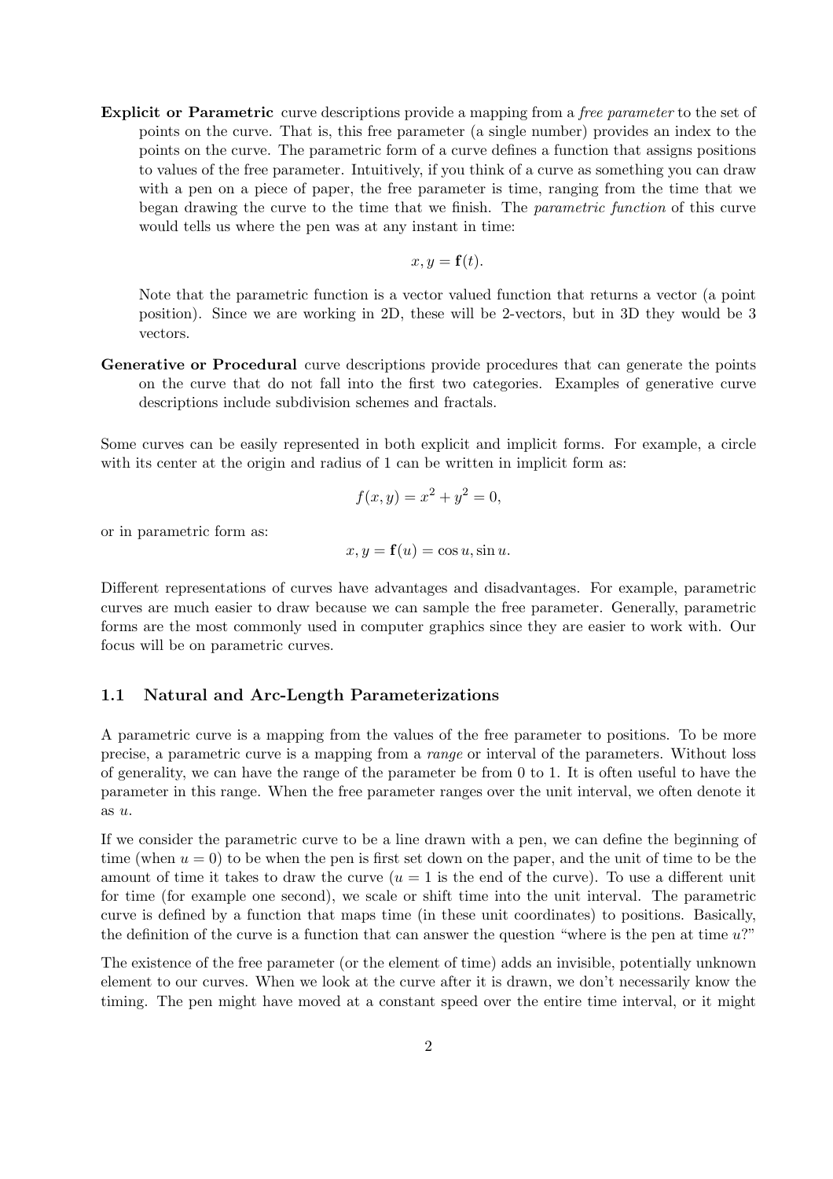**Explicit or Parametric** curve descriptions provide a mapping from a *free parameter* to the set of points on the curve. That is, this free parameter (a single number) provides an index to the points on the curve. The parametric form of a curve defines a function that assigns positions to values of the free parameter. Intuitively, if you think of a curve as something you can draw with a pen on a piece of paper, the free parameter is time, ranging from the time that we began drawing the curve to the time that we finish. The *parametric function* of this curve would tells us where the pen was at any instant in time:

$$x, y = \mathbf{f}(t).$$

Note that the parametric function is a vector valued function that returns a vector (a point position). Since we are working in 2D, these will be 2-vectors, but in 3D they would be 3 vectors.

**Generative or Procedural** curve descriptions provide procedures that can generate the points on the curve that do not fall into the first two categories. Examples of generative curve descriptions include subdivision schemes and fractals.

Some curves can be easily represented in both explicit and implicit forms. For example, a circle with its center at the origin and radius of 1 can be written in implicit form as:

$$f(x, y) = x^2 + y^2 = 0,$$

or in parametric form as:

$$x, y = \mathbf{f}(u) = \cos u, \sin u.$$

Different representations of curves have advantages and disadvantages. For example, parametric curves are much easier to draw because we can sample the free parameter. Generally, parametric forms are the most commonly used in computer graphics since they are easier to work with. Our focus will be on parametric curves.

### 1.1 Natural and Arc-Length Parameterizations

A parametric curve is a mapping from the values of the free parameter to positions. To be more precise, a parametric curve is a mapping from a *range* or interval of the parameters. Without loss of generality, we can have the range of the parameter be from 0 to 1. It is often useful to have the parameter in this range. When the free parameter ranges over the unit interval, we often denote it as $u$.

If we consider the parametric curve to be a line drawn with a pen, we can define the beginning of time (when $u = 0$) to be when the pen is first set down on the paper, and the unit of time to be the amount of time it takes to draw the curve ($u = 1$ is the end of the curve). To use a different unit for time (for example one second), we scale or shift time into the unit interval. The parametric curve is defined by a function that maps time (in these unit coordinates) to positions. Basically, the definition of the curve is a function that can answer the question "where is the pen at time $u$?"

The existence of the free parameter (or the element of time) adds an invisible, potentially unknown element to our curves. When we look at the curve after it is drawn, we don't necessarily know the timing. The pen might have moved at a constant speed over the entire time interval, or it might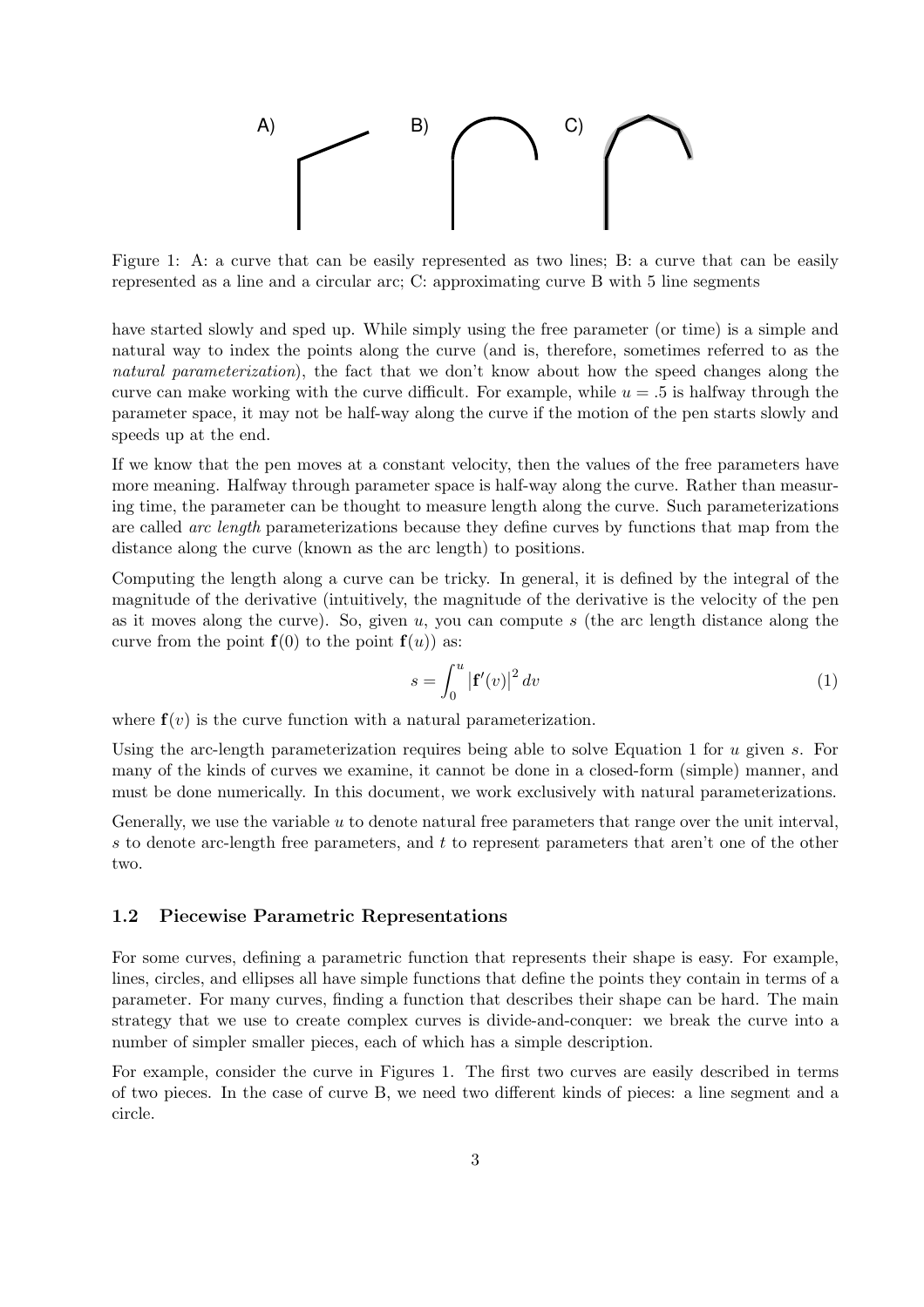Figure 1: A: a curve that can be easily represented as two lines; B: a curve that can be easily represented as a line and a circular arc; C: approximating curve B with 5 line segments

have started slowly and sped up. While simply using the free parameter (or time) is a simple and natural way to index the points along the curve (and is, therefore, sometimes referred to as the *natural parameterization*), the fact that we don't know about how the speed changes along the curve can make working with the curve difficult. For example, while $u = .5$ is halfway through the parameter space, it may not be half-way along the curve if the motion of the pen starts slowly and speeds up at the end.

If we know that the pen moves at a constant velocity, then the values of the free parameters have more meaning. Halfway through parameter space is half-way along the curve. Rather than measuring time, the parameter can be thought to measure length along the curve. Such parameterizations are called *arc length* parameterizations because they define curves by functions that map from the distance along the curve (known as the arc length) to positions.

Computing the length along a curve can be tricky. In general, it is defined by the integral of the magnitude of the derivative (intuitively, the magnitude of the derivative is the velocity of the pen as it moves along the curve). So, given $u$, you can compute $s$ (the arc length distance along the curve from the point $\mathbf{f}(0)$ to the point $\mathbf{f}(u)$) as:

$$s = \int_0^u \left|\mathbf{f}'(v)\right|^2 dv \tag{1}$$

where $\mathbf{f}(v)$ is the curve function with a natural parameterization.

Using the arc-length parameterization requires being able to solve Equation 1 for $u$ given $s$. For many of the kinds of curves we examine, it cannot be done in a closed-form (simple) manner, and must be done numerically. In this document, we work exclusively with natural parameterizations.

Generally, we use the variable $u$ to denote natural free parameters that range over the unit interval, $s$ to denote arc-length free parameters, and $t$ to represent parameters that aren't one of the other two.

### 1.2 Piecewise Parametric Representations

For some curves, defining a parametric function that represents their shape is easy. For example, lines, circles, and ellipses all have simple functions that define the points they contain in terms of a parameter. For many curves, finding a function that describes their shape can be hard. The main strategy that we use to create complex curves is divide-and-conquer: we break the curve into a number of simpler smaller pieces, each of which has a simple description.

For example, consider the curve in Figures 1. The first two curves are easily described in terms of two pieces. In the case of curve B, we need two different kinds of pieces: a line segment and a circle.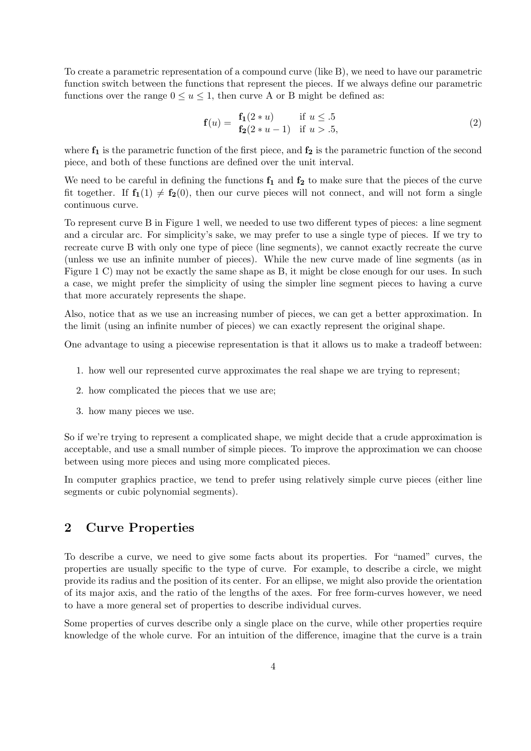To create a parametric representation of a compound curve (like B), we need to have our parametric function switch between the functions that represent the pieces. If we always define our parametric functions over the range $0 \leq u \leq 1$, then curve A or B might be defined as:

$$
\mathbf{f}(u) = \begin{array}{ll} \mathbf{f_1}(2 * u) & \text{if } u \leq .5 \\ \mathbf{f_2}(2 * u - 1) & \text{if } u > .5, \end{array} \tag{2}
$$

where $\mathbf{f_1}$ is the parametric function of the first piece, and $\mathbf{f_2}$ is the parametric function of the second piece, and both of these functions are defined over the unit interval.

We need to be careful in defining the functions $\mathbf{f_1}$ and $\mathbf{f_2}$ to make sure that the pieces of the curve fit together. If $\mathbf{f_1}(1) \neq \mathbf{f_2}(0)$, then our curve pieces will not connect, and will not form a single continuous curve.

To represent curve B in Figure 1 well, we needed to use two different types of pieces: a line segment and a circular arc. For simplicity's sake, we may prefer to use a single type of pieces. If we try to recreate curve B with only one type of piece (line segments), we cannot exactly recreate the curve (unless we use an infinite number of pieces). While the new curve made of line segments (as in Figure 1 C) may not be exactly the same shape as B, it might be close enough for our uses. In such a case, we might prefer the simplicity of using the simpler line segment pieces to having a curve that more accurately represents the shape.

Also, notice that as we use an increasing number of pieces, we can get a better approximation. In the limit (using an infinite number of pieces) we can exactly represent the original shape.

One advantage to using a piecewise representation is that it allows us to make a tradeoff between:

1. how well our represented curve approximates the real shape we are trying to represent;
2. how complicated the pieces that we use are;
3. how many pieces we use.

So if we're trying to represent a complicated shape, we might decide that a crude approximation is acceptable, and use a small number of simple pieces. To improve the approximation we can choose between using more pieces and using more complicated pieces.

In computer graphics practice, we tend to prefer using relatively simple curve pieces (either line segments or cubic polynomial segments).

## 2 Curve Properties

To describe a curve, we need to give some facts about its properties. For "named" curves, the properties are usually specific to the type of curve. For example, to describe a circle, we might provide its radius and the position of its center. For an ellipse, we might also provide the orientation of its major axis, and the ratio of the lengths of the axes. For free form-curves however, we need to have a more general set of properties to describe individual curves.

Some properties of curves describe only a single place on the curve, while other properties require knowledge of the whole curve. For an intuition of the difference, imagine that the curve is a train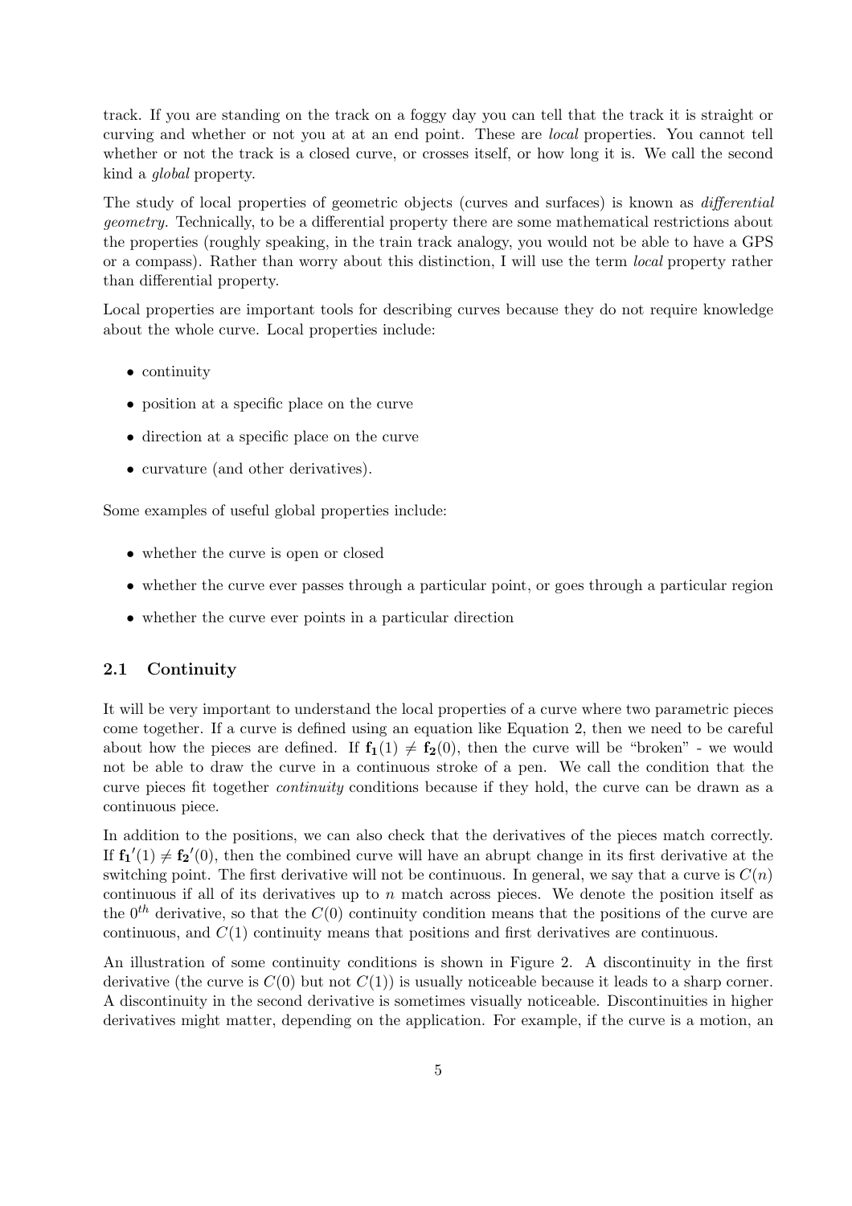track. If you are standing on the track on a foggy day you can tell that the track it is straight or curving and whether or not you at at an end point. These are *local* properties. You cannot tell whether or not the track is a closed curve, or crosses itself, or how long it is. We call the second kind a *global* property.

The study of local properties of geometric objects (curves and surfaces) is known as *differential geometry.* Technically, to be a differential property there are some mathematical restrictions about the properties (roughly speaking, in the train track analogy, you would not be able to have a GPS or a compass). Rather than worry about this distinction, I will use the term *local* property rather than differential property.

Local properties are important tools for describing curves because they do not require knowledge about the whole curve. Local properties include:

- continuity
- position at a specific place on the curve
- direction at a specific place on the curve
- curvature (and other derivatives).

Some examples of useful global properties include:

- whether the curve is open or closed
- whether the curve ever passes through a particular point, or goes through a particular region
- whether the curve ever points in a particular direction

### 2.1 Continuity

It will be very important to understand the local properties of a curve where two parametric pieces come together. If a curve is defined using an equation like Equation 2, then we need to be careful about how the pieces are defined. If $\mathbf{f_1}(1) \neq \mathbf{f_2}(0)$, then the curve will be "broken" - we would not be able to draw the curve in a continuous stroke of a pen. We call the condition that the curve pieces fit together *continuity* conditions because if they hold, the curve can be drawn as a continuous piece.

In addition to the positions, we can also check that the derivatives of the pieces match correctly. If $\mathbf{f_1}'(1) \neq \mathbf{f_2}'(0)$, then the combined curve will have an abrupt change in its first derivative at the switching point. The first derivative will not be continuous. In general, we say that a curve is $C(n)$ continuous if all of its derivatives up to $n$ match across pieces. We denote the position itself as the $0^{th}$ derivative, so that the $C(0)$ continuity condition means that the positions of the curve are continuous, and $C(1)$ continuity means that positions and first derivatives are continuous.

An illustration of some continuity conditions is shown in Figure 2. A discontinuity in the first derivative (the curve is $C(0)$ but not $C(1)$) is usually noticeable because it leads to a sharp corner. A discontinuity in the second derivative is sometimes visually noticeable. Discontinuities in higher derivatives might matter, depending on the application. For example, if the curve is a motion, an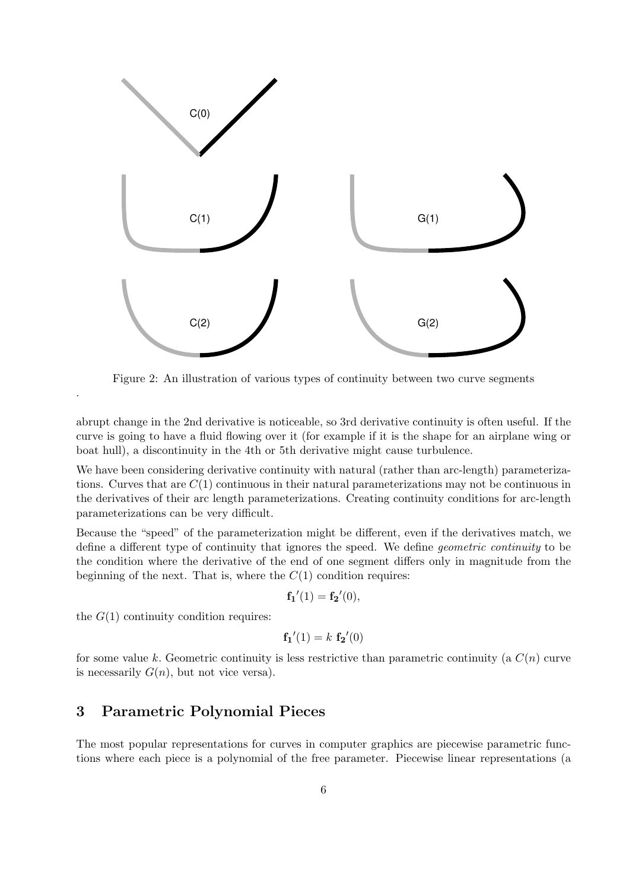Figure 2: An illustration of various types of continuity between two curve segments

.

abrupt change in the 2nd derivative is noticeable, so 3rd derivative continuity is often useful. If the curve is going to have a fluid flowing over it (for example if it is the shape for an airplane wing or boat hull), a discontinuity in the 4th or 5th derivative might cause turbulence.

We have been considering derivative continuity with natural (rather than arc-length) parameterizations. Curves that are $C(1)$ continuous in their natural parameterizations may not be continuous in the derivatives of their arc length parameterizations. Creating continuity conditions for arc-length parameterizations can be very difficult.

Because the "speed" of the parameterization might be different, even if the derivatives match, we define a different type of continuity that ignores the speed. We define *geometric continuity* to be the condition where the derivative of the end of one segment differs only in magnitude from the beginning of the next. That is, where the $C(1)$ condition requires:

$$\mathbf{f_1}'(1) = \mathbf{f_2}'(0),$$

the $G(1)$ continuity condition requires:

$$\mathbf{f_1}'(1) = k\ \mathbf{f_2}'(0)$$

for some value $k$. Geometric continuity is less restrictive than parametric continuity (a $C(n)$ curve is necessarily $G(n)$, but not vice versa).

## 3 Parametric Polynomial Pieces

The most popular representations for curves in computer graphics are piecewise parametric functions where each piece is a polynomial of the free parameter. Piecewise linear representations (a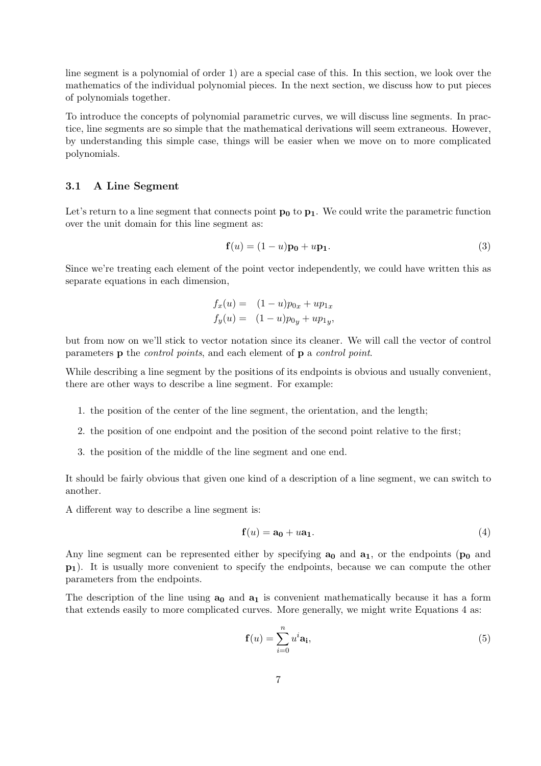line segment is a polynomial of order 1) are a special case of this. In this section, we look over the mathematics of the individual polynomial pieces. In the next section, we discuss how to put pieces of polynomials together.

To introduce the concepts of polynomial parametric curves, we will discuss line segments. In practice, line segments are so simple that the mathematical derivations will seem extraneous. However, by understanding this simple case, things will be easier when we move on to more complicated polynomials.

### 3.1 A Line Segment

Let's return to a line segment that connects point $\mathbf{p_0}$ to $\mathbf{p_1}$. We could write the parametric function over the unit domain for this line segment as:

$$\mathbf{f}(u) = (1-u)\mathbf{p_0} + u\mathbf{p_1}. \tag{3}$$

Since we're treating each element of the point vector independently, we could have written this as separate equations in each dimension,

$$\begin{aligned} f_x(u) &= \quad (1-u)p_{0x} + up_{1x} \\ f_y(u) &= \quad (1-u)p_{0_y} + up_{1_y}, \end{aligned}$$

but from now on we'll stick to vector notation since its cleaner. We will call the vector of control parameters $\mathbf{p}$ the *control points*, and each element of $\mathbf{p}$ a *control point*.

While describing a line segment by the positions of its endpoints is obvious and usually convenient, there are other ways to describe a line segment. For example:

1. the position of the center of the line segment, the orientation, and the length;
2. the position of one endpoint and the position of the second point relative to the first;
3. the position of the middle of the line segment and one end.

It should be fairly obvious that given one kind of a description of a line segment, we can switch to another.

A different way to describe a line segment is:

$$\mathbf{f}(u) = \mathbf{a_0} + u\mathbf{a_1}. \tag{4}$$

Any line segment can be represented either by specifying $\mathbf{a_0}$ and $\mathbf{a_1}$, or the endpoints ($\mathbf{p_0}$ and $\mathbf{p_1}$). It is usually more convenient to specify the endpoints, because we can compute the other parameters from the endpoints.

The description of the line using $\mathbf{a_0}$ and $\mathbf{a_1}$ is convenient mathematically because it has a form that extends easily to more complicated curves. More generally, we might write Equations 4 as:

$$\mathbf{f}(u) = \sum_{i=0}^{n} u^i \mathbf{a_i}, \tag{5}$$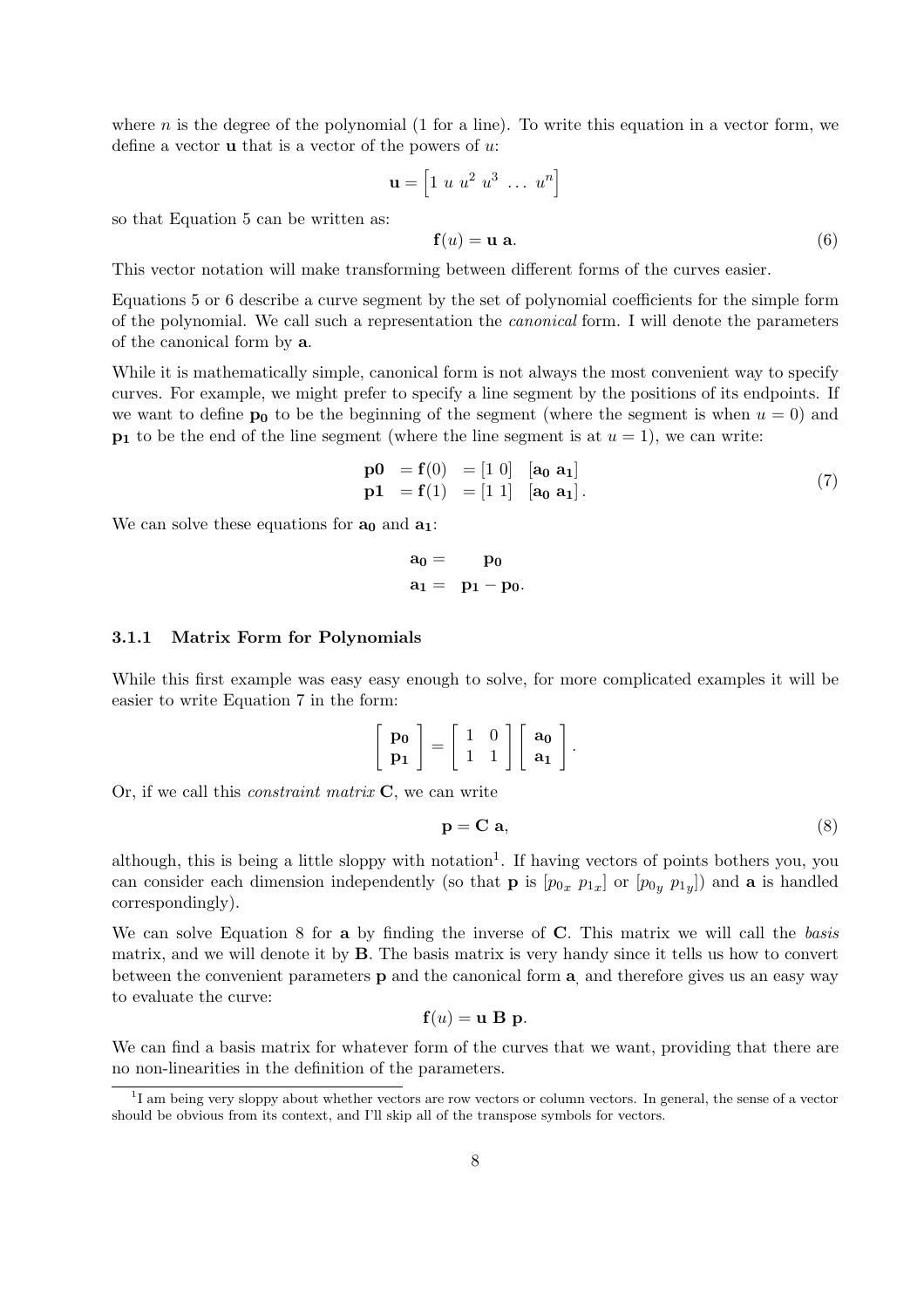where $n$ is the degree of the polynomial (1 for a line). To write this equation in a vector form, we define a vector $\mathbf{u}$ that is a vector of the powers of $u$:

$$\mathbf{u} = \begin{bmatrix} 1 \; u \; u^2 \; u^3 \; \dots \; u^n \end{bmatrix}$$

so that Equation 5 can be written as:

$$\mathbf{f}(u) = \mathbf{u}\;\mathbf{a}. \tag{6}$$

This vector notation will make transforming between different forms of the curves easier.

Equations 5 or 6 describe a curve segment by the set of polynomial coefficients for the simple form of the polynomial. We call such a representation the *canonical* form. I will denote the parameters of the canonical form by $\mathbf{a}$.

While it is mathematically simple, canonical form is not always the most convenient way to specify curves. For example, we might prefer to specify a line segment by the positions of its endpoints. If we want to define $\mathbf{p_0}$ to be the beginning of the segment (where the segment is when $u = 0$) and $\mathbf{p_1}$ to be the end of the line segment (where the line segment is at $u = 1$), we can write:

$$\begin{array}{lll} \mathbf{p0} & = \mathbf{f}(0) & = [1 \; 0] \quad [\mathbf{a_0} \; \mathbf{a_1}] \\ \mathbf{p1} & = \mathbf{f}(1) & = [1 \; 1] \quad [\mathbf{a_0} \; \mathbf{a_1}]\,. \end{array} \tag{7}$$

We can solve these equations for $\mathbf{a_0}$ and $\mathbf{a_1}$:

$$\begin{aligned} \mathbf{a_0} &= \quad \mathbf{p_0} \\ \mathbf{a_1} &= \quad \mathbf{p_1} - \mathbf{p_0}. \end{aligned}$$

### 3.1.1 Matrix Form for Polynomials

While this first example was easy easy enough to solve, for more complicated examples it will be easier to write Equation 7 in the form:

$$\begin{bmatrix} \mathbf{p_0} \\ \mathbf{p_1} \end{bmatrix} = \begin{bmatrix} 1 & 0 \\ 1 & 1 \end{bmatrix} \begin{bmatrix} \mathbf{a_0} \\ \mathbf{a_1} \end{bmatrix}.$$

Or, if we call this *constraint matrix* $\mathbf{C}$, we can write

$$\mathbf{p} = \mathbf{C}\;\mathbf{a}, \tag{8}$$

although, this is being a little sloppy with notation[1]. If having vectors of points bothers you, you can consider each dimension independently (so that $\mathbf{p}$ is $[p_{0_x} \; p_{1_x}]$ or $[p_{0_y} \; p_{1_y}]$) and $\mathbf{a}$ is handled correspondingly).

We can solve Equation 8 for $\mathbf{a}$ by finding the inverse of $\mathbf{C}$. This matrix we will call the *basis* matrix, and we will denote it by $\mathbf{B}$. The basis matrix is very handy since it tells us how to convert between the convenient parameters $\mathbf{p}$ and the canonical form $\mathbf{a}$, and therefore gives us an easy way to evaluate the curve:

$$\mathbf{f}(u) = \mathbf{u}\;\mathbf{B}\;\mathbf{p}.$$

We can find a basis matrix for whatever form of the curves that we want, providing that there are no non-linearities in the definition of the parameters.

---

[1] I am being very sloppy about whether vectors are row vectors or column vectors. In general, the sense of a vector should be obvious from its context, and I'll skip all of the transpose symbols for vectors.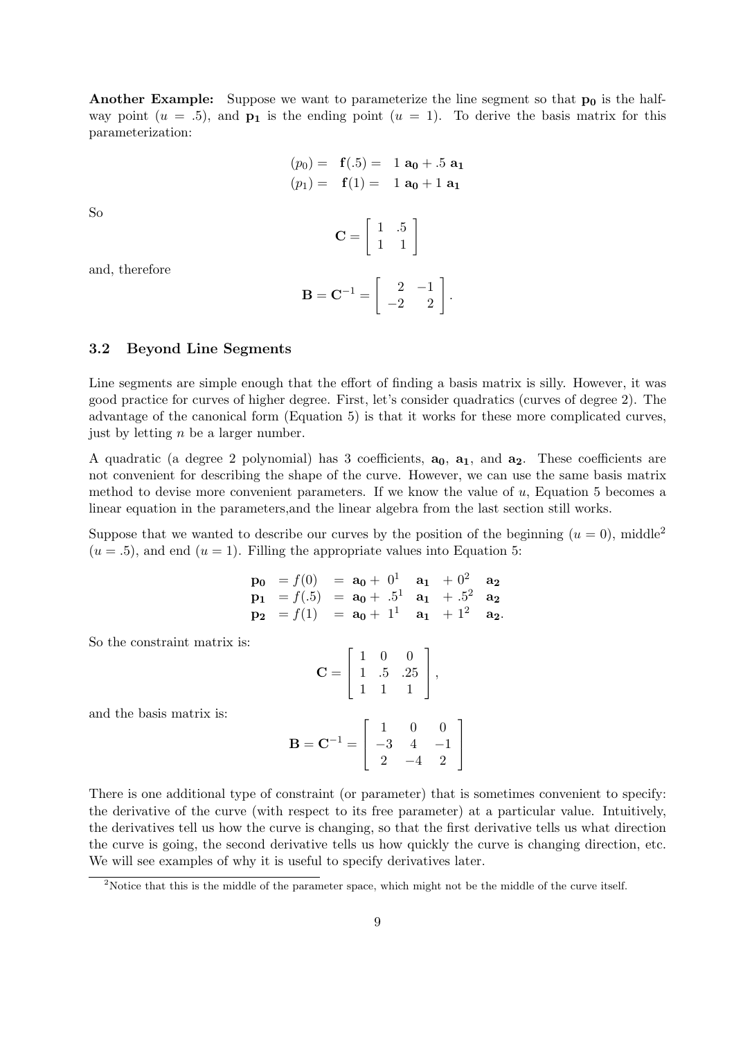**Another Example:** Suppose we want to parameterize the line segment so that $\mathbf{p_0}$ is the half-way point ($u = .5$), and $\mathbf{p_1}$ is the ending point ($u = 1$). To derive the basis matrix for this parameterization:

$$
\begin{aligned}
(p_0) = \quad \mathbf{f}(.5) = \quad 1\ \mathbf{a_0} + .5\ \mathbf{a_1} \\
(p_1) = \quad \mathbf{f}(1) = \quad 1\ \mathbf{a_0} + 1\ \mathbf{a_1}
\end{aligned}
$$

So

$$
\mathbf{C} = \begin{bmatrix} 1 & .5 \\ 1 & 1 \end{bmatrix}
$$

and, therefore

$$
\mathbf{B} = \mathbf{C}^{-1} = \begin{bmatrix} 2 & -1 \\ -2 & 2 \end{bmatrix}.
$$

### 3.2 Beyond Line Segments

Line segments are simple enough that the effort of finding a basis matrix is silly. However, it was good practice for curves of higher degree. First, let's consider quadratics (curves of degree 2). The advantage of the canonical form (Equation 5) is that it works for these more complicated curves, just by letting $n$ be a larger number.

A quadratic (a degree 2 polynomial) has 3 coefficients, $\mathbf{a_0}$, $\mathbf{a_1}$, and $\mathbf{a_2}$. These coefficients are not convenient for describing the shape of the curve. However, we can use the same basis matrix method to devise more convenient parameters. If we know the value of $u$, Equation 5 becomes a linear equation in the parameters,and the linear algebra from the last section still works.

Suppose that we wanted to describe our curves by the position of the beginning ($u = 0$), middle[2] ($u = .5$), and end ($u = 1$). Filling the appropriate values into Equation 5:

$$
\begin{aligned}
\mathbf{p_0} &= f(0) &&= \mathbf{a_0} + 0^1 \quad \mathbf{a_1} + 0^2 \quad \mathbf{a_2} \\
\mathbf{p_1} &= f(.5) &&= \mathbf{a_0} + .5^1 \quad \mathbf{a_1} + .5^2 \quad \mathbf{a_2} \\
\mathbf{p_2} &= f(1) &&= \mathbf{a_0} + 1^1 \quad \mathbf{a_1} + 1^2 \quad \mathbf{a_2}.
\end{aligned}
$$

So the constraint matrix is:

$$
\mathbf{C} = \begin{bmatrix} 1 & 0 & 0 \\ 1 & .5 & .25 \\ 1 & 1 & 1 \end{bmatrix},
$$

and the basis matrix is:

$$
\mathbf{B} = \mathbf{C}^{-1} = \begin{bmatrix} 1 & 0 & 0 \\ -3 & 4 & -1 \\ 2 & -4 & 2 \end{bmatrix}
$$

There is one additional type of constraint (or parameter) that is sometimes convenient to specify: the derivative of the curve (with respect to its free parameter) at a particular value. Intuitively, the derivatives tell us how the curve is changing, so that the first derivative tells us what direction the curve is going, the second derivative tells us how quickly the curve is changing direction, etc. We will see examples of why it is useful to specify derivatives later.

---

[2] Notice that this is the middle of the parameter space, which might not be the middle of the curve itself.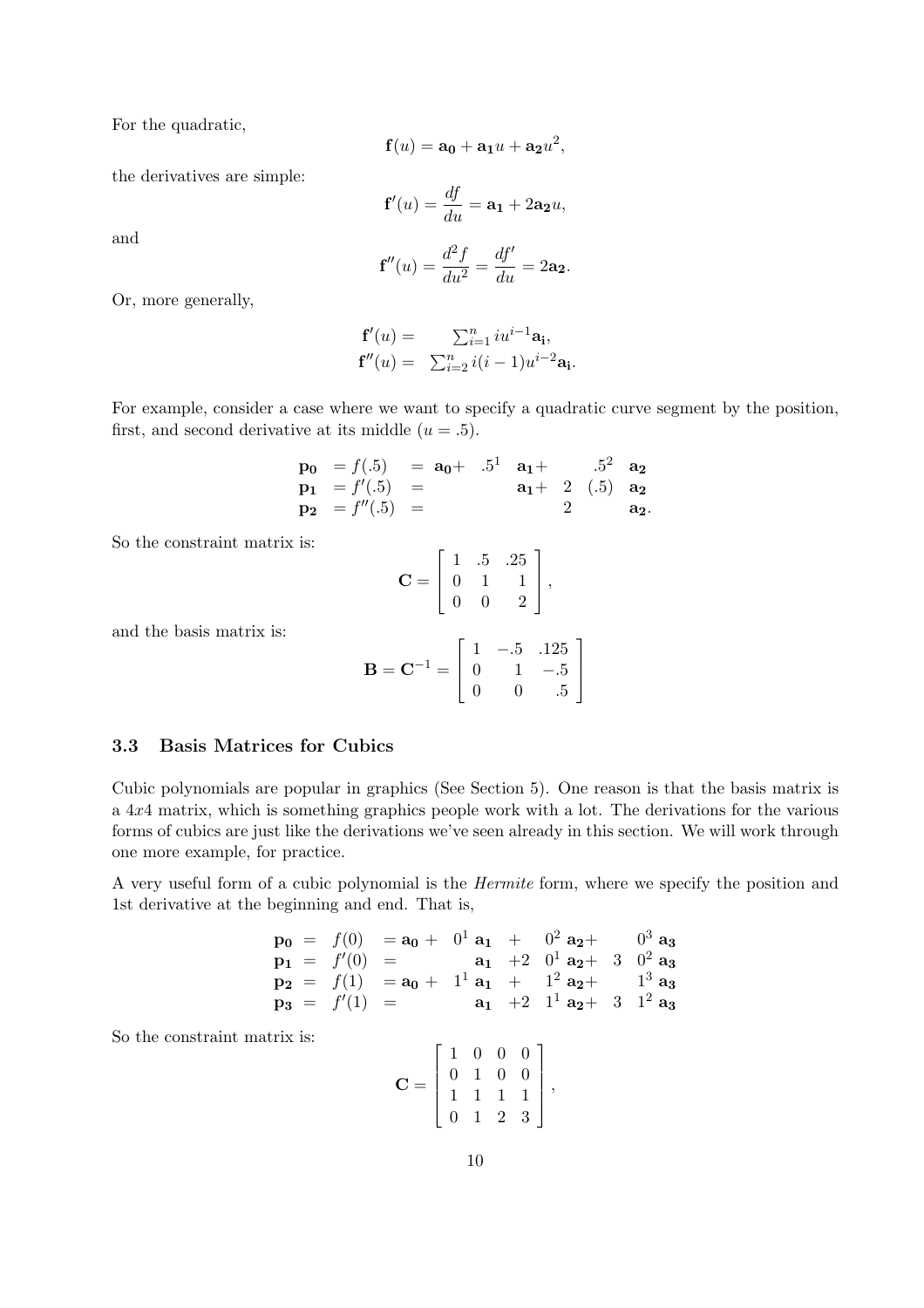For the quadratic,

$$\mathbf{f}(u) = \mathbf{a_0} + \mathbf{a_1}u + \mathbf{a_2}u^2,$$

the derivatives are simple:

$$\mathbf{f}'(u) = \frac{df}{du} = \mathbf{a_1} + 2\mathbf{a_2}u,$$

and

$$\mathbf{f}''(u) = \frac{d^2 f}{du^2} = \frac{df'}{du} = 2\mathbf{a_2}.$$

Or, more generally,

$$\begin{aligned} \mathbf{f}'(u) &= \sum_{i=1}^{n} iu^{i-1}\mathbf{a_i}, \\ \mathbf{f}''(u) &= \sum_{i=2}^{n} i(i-1)u^{i-2}\mathbf{a_i}. \end{aligned}$$

For example, consider a case where we want to specify a quadratic curve segment by the position, first, and second derivative at its middle ($u = .5$).

$$\begin{array}{llllll} \mathbf{p_0} & = f(.5) & = \mathbf{a_0} + & .5^1 \ \mathbf{a_1} + & .5^2 & \mathbf{a_2} \\ \mathbf{p_1} & = f'(.5) & = & \mathbf{a_1} + & 2 \ (.5) & \mathbf{a_2} \\ \mathbf{p_2} & = f''(.5) & = & & 2 & \mathbf{a_2}. \end{array}$$

So the constraint matrix is:

$$\mathbf{C} = \begin{bmatrix} 1 & .5 & .25 \\ 0 & 1 & 1 \\ 0 & 0 & 2 \end{bmatrix},$$

and the basis matrix is:

$$\mathbf{B} = \mathbf{C}^{-1} = \begin{bmatrix} 1 & -.5 & .125 \\ 0 & 1 & -.5 \\ 0 & 0 & .5 \end{bmatrix}$$

### 3.3 Basis Matrices for Cubics

Cubic polynomials are popular in graphics (See Section 5). One reason is that the basis matrix is a $4x4$ matrix, which is something graphics people work with a lot. The derivations for the various forms of cubics are just like the derivations we've seen already in this section. We will work through one more example, for practice.

A very useful form of a cubic polynomial is the *Hermite* form, where we specify the position and 1st derivative at the beginning and end. That is,

$$\begin{array}{lllllll} \mathbf{p_0} & = & f(0) & = \mathbf{a_0} + & 0^1 \ \mathbf{a_1} & + \ 0^2 \ \mathbf{a_2} + & 0^3 \ \mathbf{a_3} \\ \mathbf{p_1} & = & f'(0) & = & \mathbf{a_1} & +2 \ 0^1 \ \mathbf{a_2} + & 3 \ 0^2 \ \mathbf{a_3} \\ \mathbf{p_2} & = & f(1) & = \mathbf{a_0} + & 1^1 \ \mathbf{a_1} & + \ 1^2 \ \mathbf{a_2} + & 1^3 \ \mathbf{a_3} \\ \mathbf{p_3} & = & f'(1) & = & \mathbf{a_1} & +2 \ 1^1 \ \mathbf{a_2} + & 3 \ 1^2 \ \mathbf{a_3} \end{array}$$

So the constraint matrix is:

$$\mathbf{C} = \begin{bmatrix} 1 & 0 & 0 & 0 \\ 0 & 1 & 0 & 0 \\ 1 & 1 & 1 & 1 \\ 0 & 1 & 2 & 3 \end{bmatrix},$$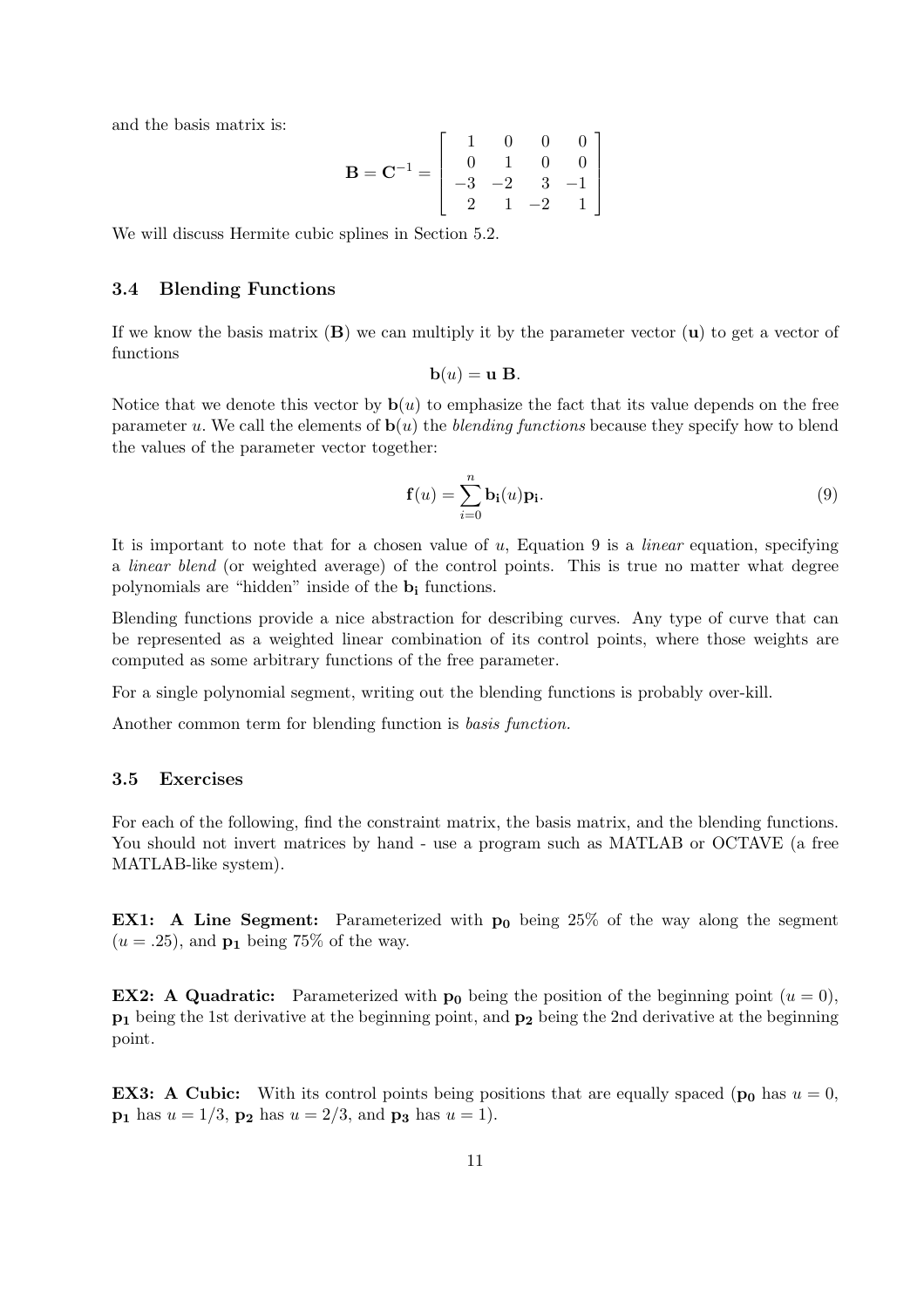and the basis matrix is:

$$\mathbf{B} = \mathbf{C}^{-1} = \begin{bmatrix} 1 & 0 & 0 & 0 \\ 0 & 1 & 0 & 0 \\ -3 & -2 & 3 & -1 \\ 2 & 1 & -2 & 1 \end{bmatrix}$$

We will discuss Hermite cubic splines in Section 5.2.

### 3.4 Blending Functions

If we know the basis matrix ($\mathbf{B}$) we can multiply it by the parameter vector ($\mathbf{u}$) to get a vector of functions

$$\mathbf{b}(u) = \mathbf{u}\ \mathbf{B}.$$

Notice that we denote this vector by $\mathbf{b}(u)$ to emphasize the fact that its value depends on the free parameter $u$. We call the elements of $\mathbf{b}(u)$ the *blending functions* because they specify how to blend the values of the parameter vector together:

$$\mathbf{f}(u) = \sum_{i=0}^{n} \mathbf{b_i}(u)\mathbf{p_i}. \tag{9}$$

It is important to note that for a chosen value of $u$, Equation 9 is a *linear* equation, specifying a *linear blend* (or weighted average) of the control points. This is true no matter what degree polynomials are "hidden" inside of the $\mathbf{b_i}$ functions.

Blending functions provide a nice abstraction for describing curves. Any type of curve that can be represented as a weighted linear combination of its control points, where those weights are computed as some arbitrary functions of the free parameter.

For a single polynomial segment, writing out the blending functions is probably over-kill.

Another common term for blending function is *basis function*.

### 3.5 Exercises

For each of the following, find the constraint matrix, the basis matrix, and the blending functions. You should not invert matrices by hand - use a program such as MATLAB or OCTAVE (a free MATLAB-like system).

**EX1: A Line Segment:** Parameterized with $\mathbf{p_0}$ being 25% of the way along the segment ($u = .25$), and $\mathbf{p_1}$ being 75% of the way.

**EX2: A Quadratic:** Parameterized with $\mathbf{p_0}$ being the position of the beginning point ($u = 0$), $\mathbf{p_1}$ being the 1st derivative at the beginning point, and $\mathbf{p_2}$ being the 2nd derivative at the beginning point.

**EX3: A Cubic:** With its control points being positions that are equally spaced ($\mathbf{p_0}$ has $u = 0$, $\mathbf{p_1}$ has $u = 1/3$, $\mathbf{p_2}$ has $u = 2/3$, and $\mathbf{p_3}$ has $u = 1$).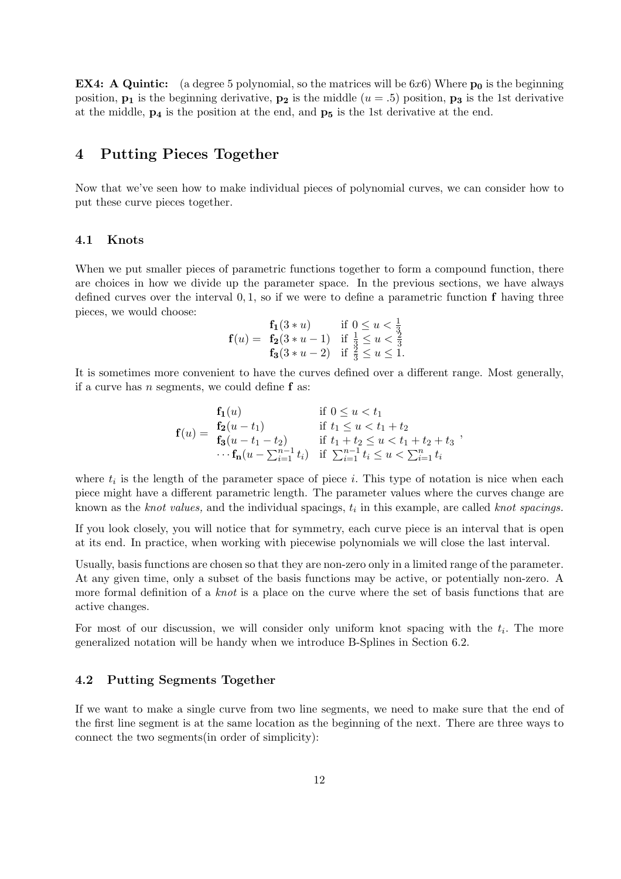**EX4: A Quintic:** (a degree 5 polynomial, so the matrices will be $6x6$) Where $\mathbf{p_0}$ is the beginning position, $\mathbf{p_1}$ is the beginning derivative, $\mathbf{p_2}$ is the middle ($u = .5$) position, $\mathbf{p_3}$ is the 1st derivative at the middle, $\mathbf{p_4}$ is the position at the end, and $\mathbf{p_5}$ is the 1st derivative at the end.

# 4 Putting Pieces Together

Now that we've seen how to make individual pieces of polynomial curves, we can consider how to put these curve pieces together.

## 4.1 Knots

When we put smaller pieces of parametric functions together to form a compound function, there are choices in how we divide up the parameter space. In the previous sections, we have always defined curves over the interval $0, 1$, so if we were to define a parametric function $\mathbf{f}$ having three pieces, we would choose:

$$\mathbf{f}(u) = \begin{array}{ll} \mathbf{f_1}(3 * u) & \text{if } 0 \leq u < \frac{1}{3} \\ \mathbf{f_2}(3 * u - 1) & \text{if } \frac{1}{3} \leq u < \frac{2}{3} \\ \mathbf{f_3}(3 * u - 2) & \text{if } \frac{2}{3} \leq u \leq 1. \end{array}$$

It is sometimes more convenient to have the curves defined over a different range. Most generally, if a curve has $n$ segments, we could define $\mathbf{f}$ as:

$$\mathbf{f}(u) = \begin{array}{ll} \mathbf{f_1}(u) & \text{if } 0 \leq u < t_1 \\ \mathbf{f_2}(u - t_1) & \text{if } t_1 \leq u < t_1 + t_2 \\ \mathbf{f_3}(u - t_1 - t_2) & \text{if } t_1 + t_2 \leq u < t_1 + t_2 + t_3 \\ \cdots \mathbf{f_n}(u - \sum_{i=1}^{n-1} t_i) & \text{if } \sum_{i=1}^{n-1} t_i \leq u < \sum_{i=1}^{n} t_i \end{array},$$

where $t_i$ is the length of the parameter space of piece $i$. This type of notation is nice when each piece might have a different parametric length. The parameter values where the curves change are known as the *knot values,* and the individual spacings, $t_i$ in this example, are called *knot spacings.*

If you look closely, you will notice that for symmetry, each curve piece is an interval that is open at its end. In practice, when working with piecewise polynomials we will close the last interval.

Usually, basis functions are chosen so that they are non-zero only in a limited range of the parameter. At any given time, only a subset of the basis functions may be active, or potentially non-zero. A more formal definition of a *knot* is a place on the curve where the set of basis functions that are active changes.

For most of our discussion, we will consider only uniform knot spacing with the $t_i$. The more generalized notation will be handy when we introduce B-Splines in Section 6.2.

## 4.2 Putting Segments Together

If we want to make a single curve from two line segments, we need to make sure that the end of the first line segment is at the same location as the beginning of the next. There are three ways to connect the two segments(in order of simplicity):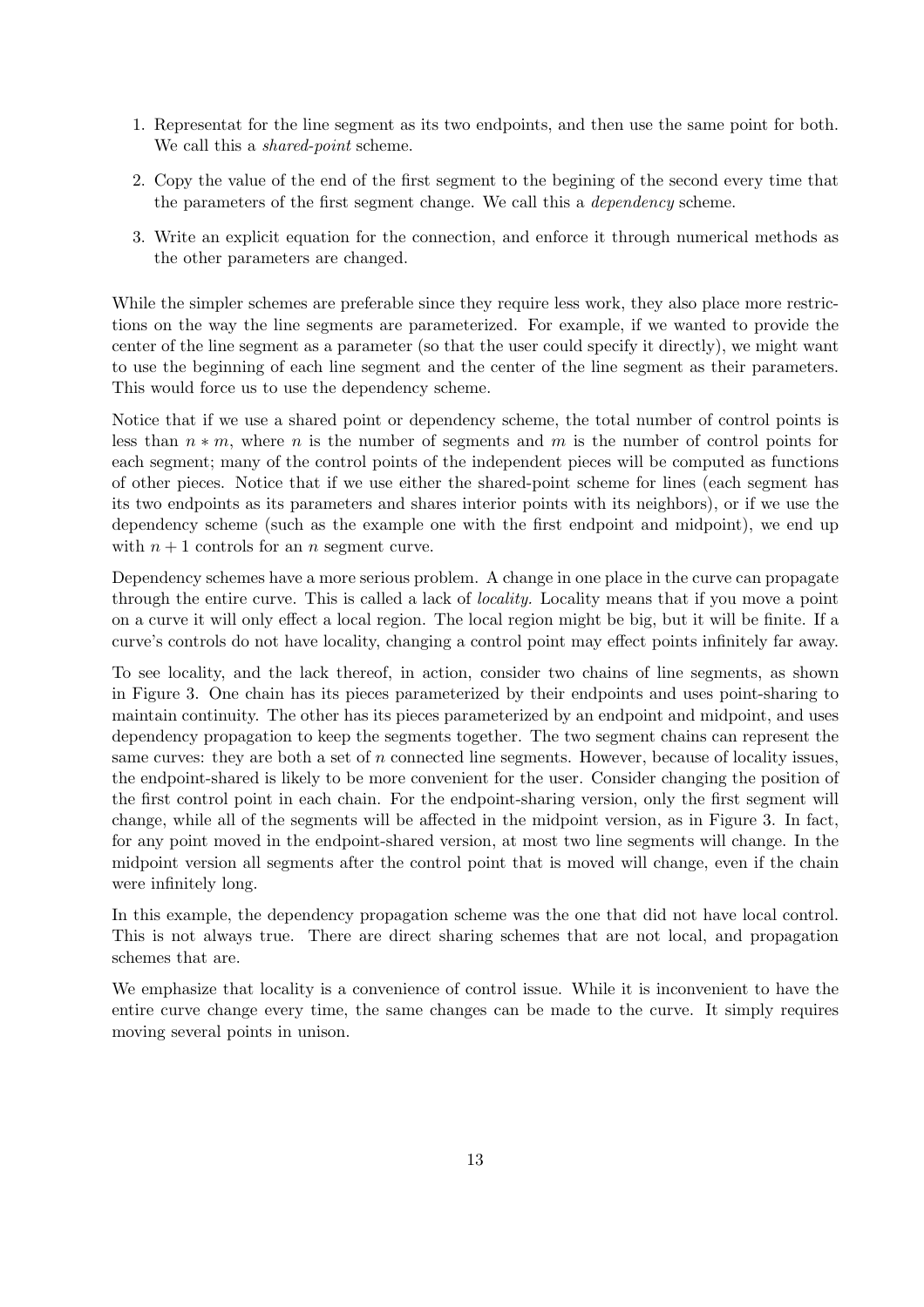1. Representat for the line segment as its two endpoints, and then use the same point for both. We call this a *shared-point* scheme.
2. Copy the value of the end of the first segment to the begining of the second every time that the parameters of the first segment change. We call this a *dependency* scheme.
3. Write an explicit equation for the connection, and enforce it through numerical methods as the other parameters are changed.

While the simpler schemes are preferable since they require less work, they also place more restrictions on the way the line segments are parameterized. For example, if we wanted to provide the center of the line segment as a parameter (so that the user could specify it directly), we might want to use the beginning of each line segment and the center of the line segment as their parameters. This would force us to use the dependency scheme.

Notice that if we use a shared point or dependency scheme, the total number of control points is less than $n * m$, where $n$ is the number of segments and $m$ is the number of control points for each segment; many of the control points of the independent pieces will be computed as functions of other pieces. Notice that if we use either the shared-point scheme for lines (each segment has its two endpoints as its parameters and shares interior points with its neighbors), or if we use the dependency scheme (such as the example one with the first endpoint and midpoint), we end up with $n + 1$ controls for an $n$ segment curve.

Dependency schemes have a more serious problem. A change in one place in the curve can propagate through the entire curve. This is called a lack of *locality.* Locality means that if you move a point on a curve it will only effect a local region. The local region might be big, but it will be finite. If a curve's controls do not have locality, changing a control point may effect points infinitely far away.

To see locality, and the lack thereof, in action, consider two chains of line segments, as shown in Figure 3. One chain has its pieces parameterized by their endpoints and uses point-sharing to maintain continuity. The other has its pieces parameterized by an endpoint and midpoint, and uses dependency propagation to keep the segments together. The two segment chains can represent the same curves: they are both a set of $n$ connected line segments. However, because of locality issues, the endpoint-shared is likely to be more convenient for the user. Consider changing the position of the first control point in each chain. For the endpoint-sharing version, only the first segment will change, while all of the segments will be affected in the midpoint version, as in Figure 3. In fact, for any point moved in the endpoint-shared version, at most two line segments will change. In the midpoint version all segments after the control point that is moved will change, even if the chain were infinitely long.

In this example, the dependency propagation scheme was the one that did not have local control. This is not always true. There are direct sharing schemes that are not local, and propagation schemes that are.

We emphasize that locality is a convenience of control issue. While it is inconvenient to have the entire curve change every time, the same changes can be made to the curve. It simply requires moving several points in unison.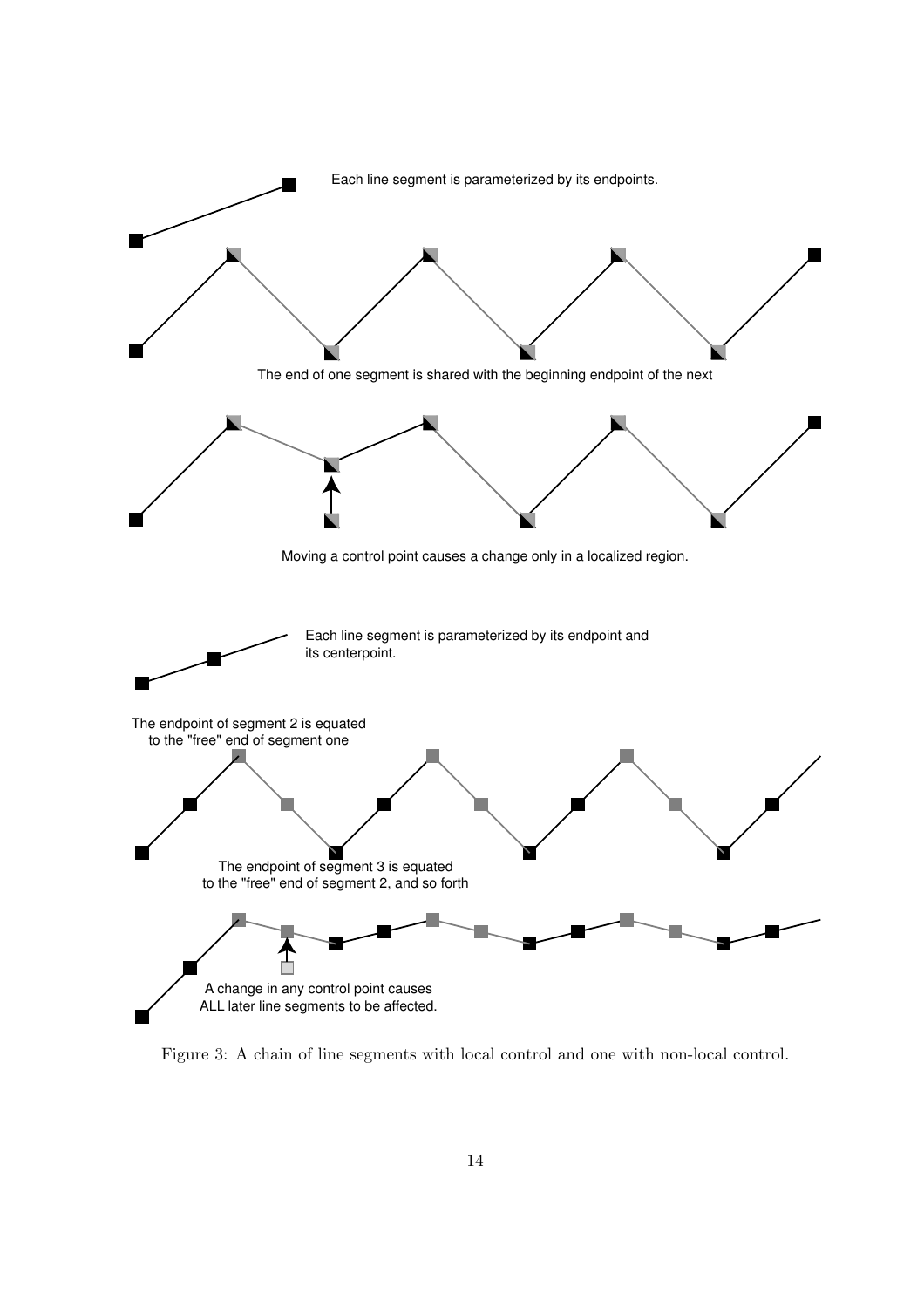Each line segment is parameterized by its endpoints.

The end of one segment is shared with the beginning endpoint of the next

Moving a control point causes a change only in a localized region.

Each line segment is parameterized by its endpoint and its centerpoint.

The endpoint of segment 2 is equated to the "free" end of segment one

The endpoint of segment 3 is equated to the "free" end of segment 2, and so forth

A change in any control point causes ALL later line segments to be affected.

Figure 3: A chain of line segments with local control and one with non-local control.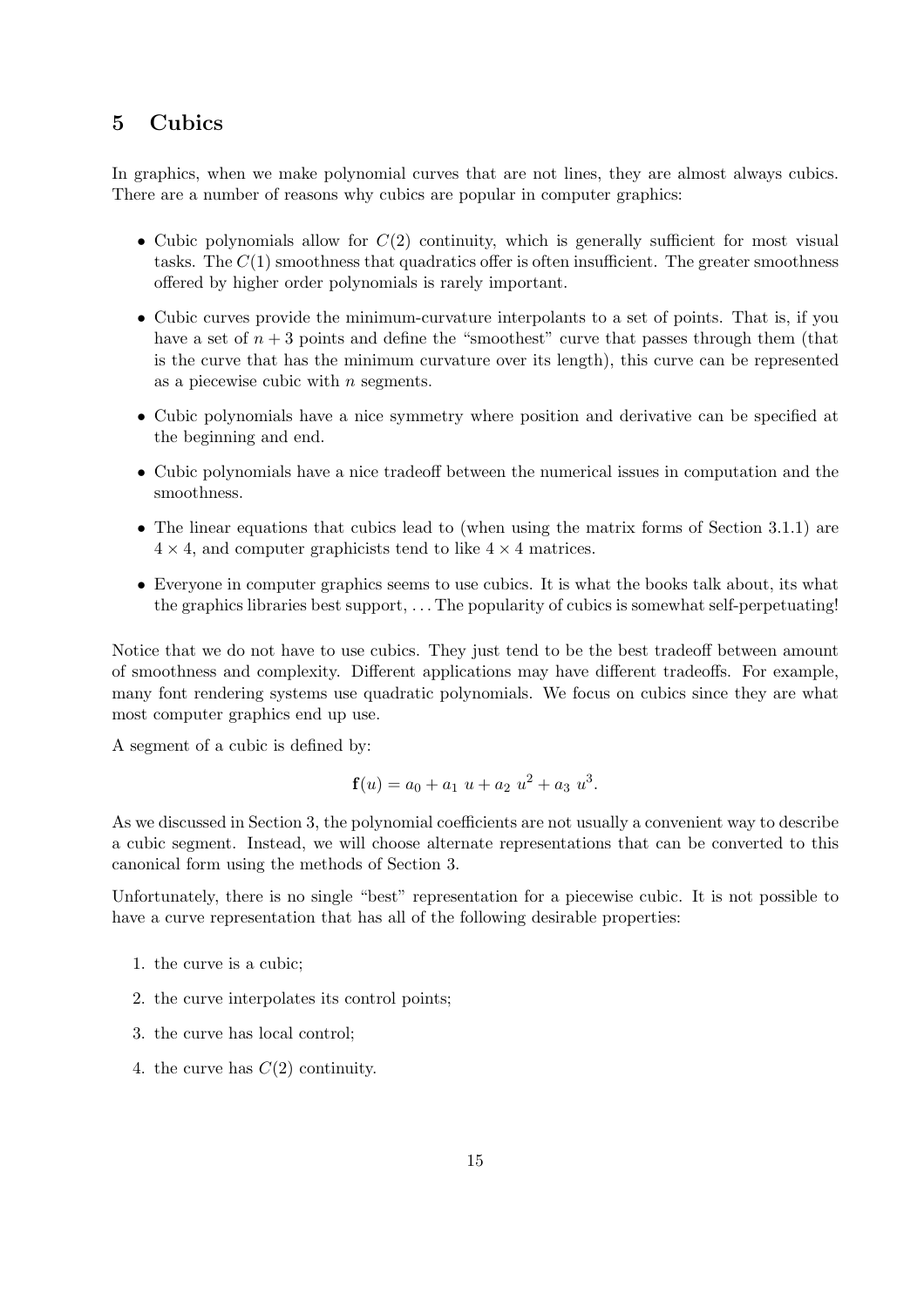# 5 Cubics

In graphics, when we make polynomial curves that are not lines, they are almost always cubics. There are a number of reasons why cubics are popular in computer graphics:

- Cubic polynomials allow for $C(2)$ continuity, which is generally sufficient for most visual tasks. The $C(1)$ smoothness that quadratics offer is often insufficient. The greater smoothness offered by higher order polynomials is rarely important.
- Cubic curves provide the minimum-curvature interpolants to a set of points. That is, if you have a set of $n + 3$ points and define the "smoothest" curve that passes through them (that is the curve that has the minimum curvature over its length), this curve can be represented as a piecewise cubic with $n$ segments.
- Cubic polynomials have a nice symmetry where position and derivative can be specified at the beginning and end.
- Cubic polynomials have a nice tradeoff between the numerical issues in computation and the smoothness.
- The linear equations that cubics lead to (when using the matrix forms of Section 3.1.1) are $4 \times 4$, and computer graphicists tend to like $4 \times 4$ matrices.
- Everyone in computer graphics seems to use cubics. It is what the books talk about, its what the graphics libraries best support, ... The popularity of cubics is somewhat self-perpetuating!

Notice that we do not have to use cubics. They just tend to be the best tradeoff between amount of smoothness and complexity. Different applications may have different tradeoffs. For example, many font rendering systems use quadratic polynomials. We focus on cubics since they are what most computer graphics end up use.

A segment of a cubic is defined by:

$$\mathbf{f}(u) = a_0 + a_1\ u + a_2\ u^2 + a_3\ u^3.$$

As we discussed in Section 3, the polynomial coefficients are not usually a convenient way to describe a cubic segment. Instead, we will choose alternate representations that can be converted to this canonical form using the methods of Section 3.

Unfortunately, there is no single "best" representation for a piecewise cubic. It is not possible to have a curve representation that has all of the following desirable properties:

1. the curve is a cubic;
2. the curve interpolates its control points;
3. the curve has local control;
4. the curve has $C(2)$ continuity.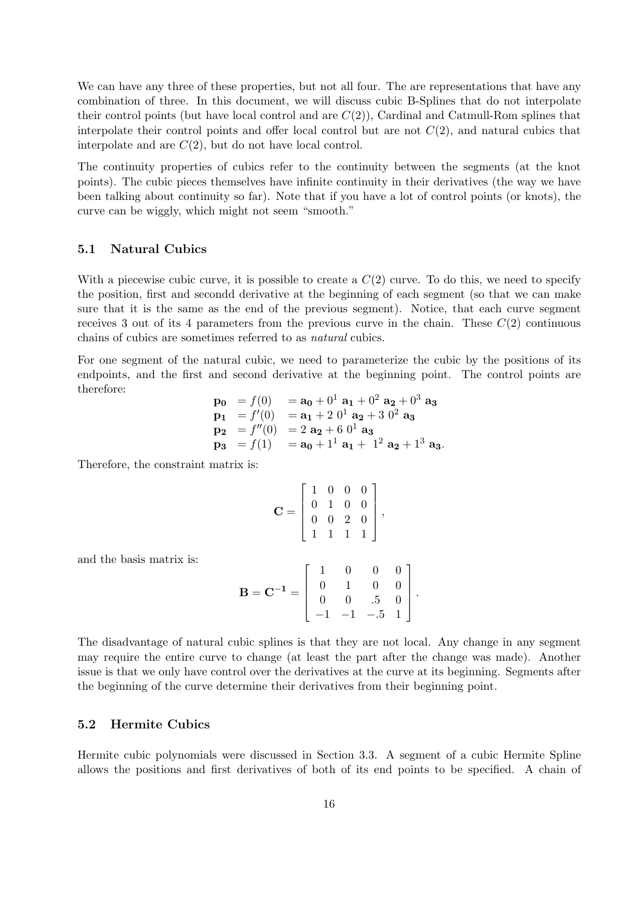We can have any three of these properties, but not all four. The are representations that have any combination of three. In this document, we will discuss cubic B-Splines that do not interpolate their control points (but have local control and are $C(2)$), Cardinal and Catmull-Rom splines that interpolate their control points and offer local control but are not $C(2)$, and natural cubics that interpolate and are $C(2)$, but do not have local control.

The continuity properties of cubics refer to the continuity between the segments (at the knot points). The cubic pieces themselves have infinite continuity in their derivatives (the way we have been talking about continuity so far). Note that if you have a lot of control points (or knots), the curve can be wiggly, which might not seem "smooth."

### 5.1 Natural Cubics

With a piecewise cubic curve, it is possible to create a $C(2)$ curve. To do this, we need to specify the position, first and secondd derivative at the beginning of each segment (so that we can make sure that it is the same as the end of the previous segment). Notice, that each curve segment receives 3 out of its 4 parameters from the previous curve in the chain. These $C(2)$ continuous chains of cubics are sometimes referred to as *natural* cubics.

For one segment of the natural cubic, we need to parameterize the cubic by the positions of its endpoints, and the first and second derivative at the beginning point. The control points are therefore:

$$
\begin{aligned}
\mathbf{p_0} &= f(0) &&= \mathbf{a_0} + 0^1\ \mathbf{a_1} + 0^2\ \mathbf{a_2} + 0^3\ \mathbf{a_3} \\
\mathbf{p_1} &= f'(0) &&= \mathbf{a_1} + 2\ 0^1\ \mathbf{a_2} + 3\ 0^2\ \mathbf{a_3} \\
\mathbf{p_2} &= f''(0) &&= 2\ \mathbf{a_2} + 6\ 0^1\ \mathbf{a_3} \\
\mathbf{p_3} &= f(1) &&= \mathbf{a_0} + 1^1\ \mathbf{a_1} + \ 1^2\ \mathbf{a_2} + 1^3\ \mathbf{a_3}.
\end{aligned}
$$

Therefore, the constraint matrix is:

$$
\mathbf{C} = \begin{bmatrix} 1 & 0 & 0 & 0 \\ 0 & 1 & 0 & 0 \\ 0 & 0 & 2 & 0 \\ 1 & 1 & 1 & 1 \end{bmatrix},
$$

and the basis matrix is:

$$
\mathbf{B} = \mathbf{C^{-1}} = \begin{bmatrix} 1 & 0 & 0 & 0 \\ 0 & 1 & 0 & 0 \\ 0 & 0 & .5 & 0 \\ -1 & -1 & -.5 & 1 \end{bmatrix}.
$$

The disadvantage of natural cubic splines is that they are not local. Any change in any segment may require the entire curve to change (at least the part after the change was made). Another issue is that we only have control over the derivatives at the curve at its beginning. Segments after the beginning of the curve determine their derivatives from their beginning point.

### 5.2 Hermite Cubics

Hermite cubic polynomials were discussed in Section 3.3. A segment of a cubic Hermite Spline allows the positions and first derivatives of both of its end points to be specified. A chain of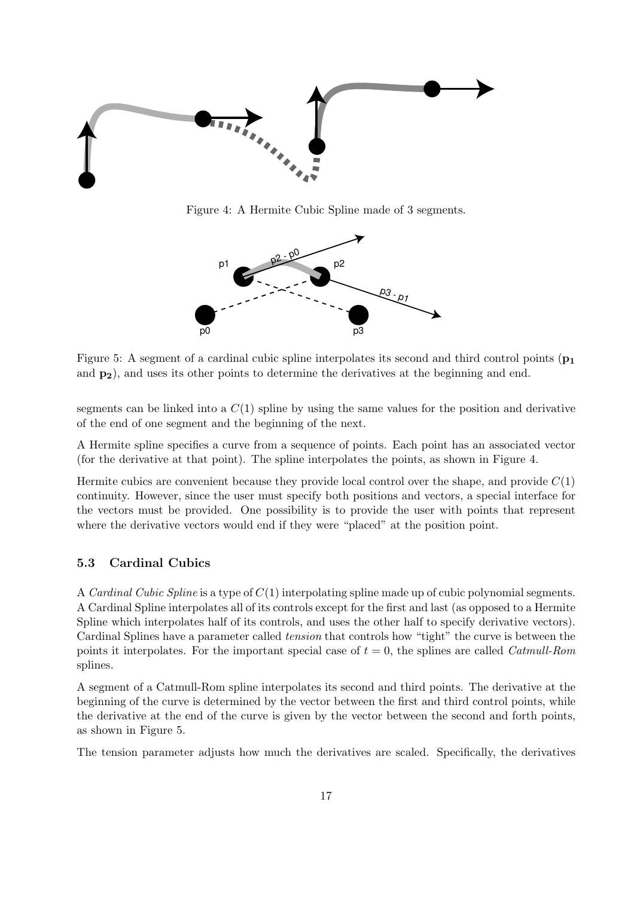Figure 4: A Hermite Cubic Spline made of 3 segments.

Figure 5: A segment of a cardinal cubic spline interpolates its second and third control points ($\mathbf{p_1}$ and $\mathbf{p_2}$), and uses its other points to determine the derivatives at the beginning and end.

segments can be linked into a $C(1)$ spline by using the same values for the position and derivative of the end of one segment and the beginning of the next.

A Hermite spline specifies a curve from a sequence of points. Each point has an associated vector (for the derivative at that point). The spline interpolates the points, as shown in Figure 4.

Hermite cubics are convenient because they provide local control over the shape, and provide $C(1)$ continuity. However, since the user must specify both positions and vectors, a special interface for the vectors must be provided. One possibility is to provide the user with points that represent where the derivative vectors would end if they were "placed" at the position point.

### 5.3 Cardinal Cubics

A *Cardinal Cubic Spline* is a type of $C(1)$ interpolating spline made up of cubic polynomial segments. A Cardinal Spline interpolates all of its controls except for the first and last (as opposed to a Hermite Spline which interpolates half of its controls, and uses the other half to specify derivative vectors). Cardinal Splines have a parameter called *tension* that controls how "tight" the curve is between the points it interpolates. For the important special case of $t = 0$, the splines are called *Catmull-Rom* splines.

A segment of a Catmull-Rom spline interpolates its second and third points. The derivative at the beginning of the curve is determined by the vector between the first and third control points, while the derivative at the end of the curve is given by the vector between the second and forth points, as shown in Figure 5.

The tension parameter adjusts how much the derivatives are scaled. Specifically, the derivatives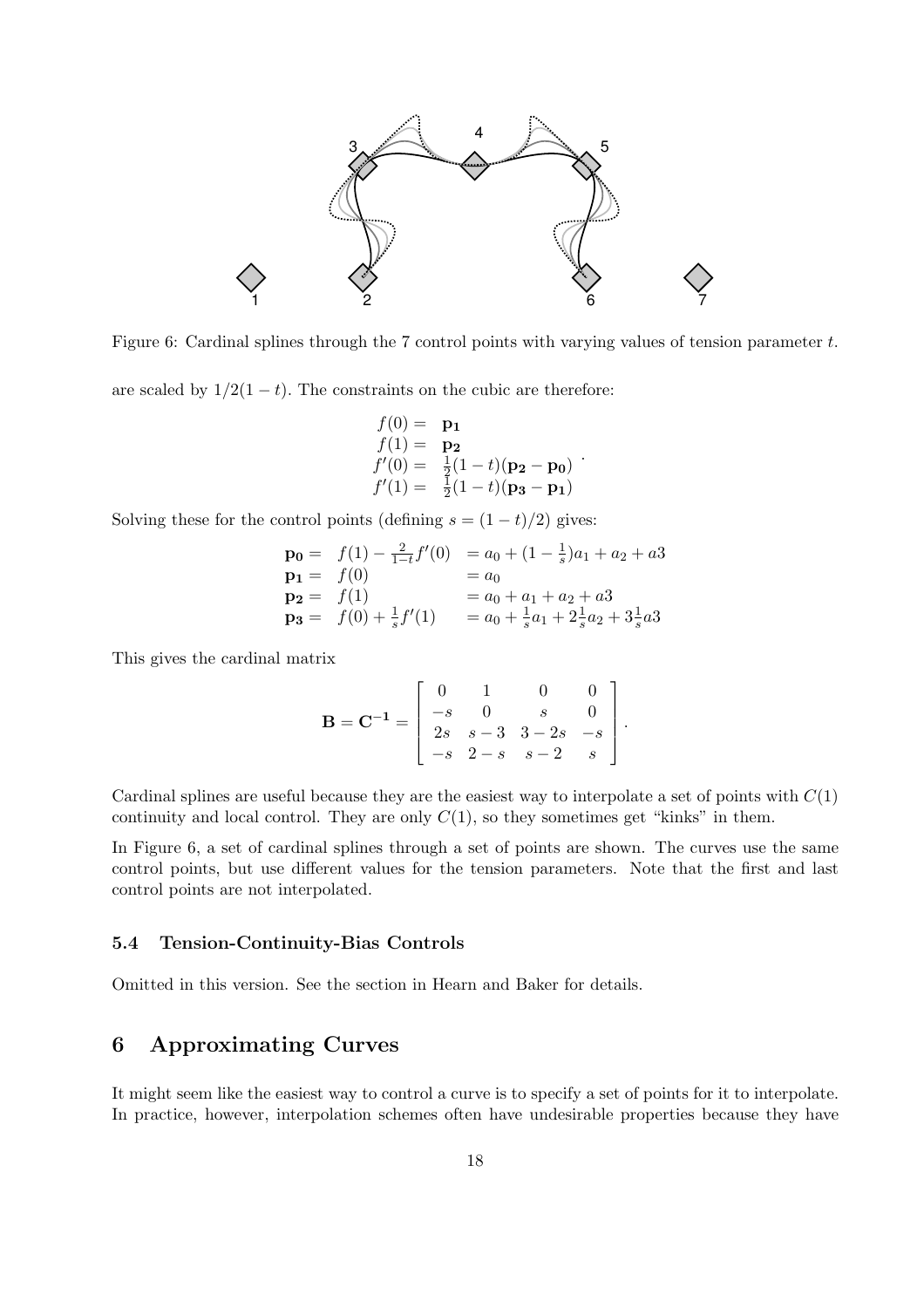Figure 6: Cardinal splines through the 7 control points with varying values of tension parameter $t$.

are scaled by $1/2(1-t)$. The constraints on the cubic are therefore:

$$\begin{array}{rl} f(0) = & \mathbf{p_1} \\ f(1) = & \mathbf{p_2} \\ f'(0) = & \frac{1}{2}(1-t)(\mathbf{p_2} - \mathbf{p_0}) \\ f'(1) = & \frac{1}{2}(1-t)(\mathbf{p_3} - \mathbf{p_1}) \end{array}.$$

Solving these for the control points (defining $s = (1-t)/2$) gives:

$$\begin{array}{rll} \mathbf{p_0} = & f(1) - \frac{2}{1-t} f'(0) & = a_0 + (1 - \frac{1}{s})a_1 + a_2 + a3 \\ \mathbf{p_1} = & f(0) & = a_0 \\ \mathbf{p_2} = & f(1) & = a_0 + a_1 + a_2 + a3 \\ \mathbf{p_3} = & f(0) + \frac{1}{s} f'(1) & = a_0 + \frac{1}{s}a_1 + 2\frac{1}{s}a_2 + 3\frac{1}{s}a3 \end{array}$$

This gives the cardinal matrix

$$\mathbf{B} = \mathbf{C^{-1}} = \left[ \begin{array}{cccc} 0 & 1 & 0 & 0 \\ -s & 0 & s & 0 \\ 2s & s-3 & 3-2s & -s \\ -s & 2-s & s-2 & s \end{array} \right].$$

Cardinal splines are useful because they are the easiest way to interpolate a set of points with $C(1)$ continuity and local control. They are only $C(1)$, so they sometimes get "kinks" in them.

In Figure 6, a set of cardinal splines through a set of points are shown. The curves use the same control points, but use different values for the tension parameters. Note that the first and last control points are not interpolated.

### 5.4 Tension-Continuity-Bias Controls

Omitted in this version. See the section in Hearn and Baker for details.

## 6 Approximating Curves

It might seem like the easiest way to control a curve is to specify a set of points for it to interpolate. In practice, however, interpolation schemes often have undesirable properties because they have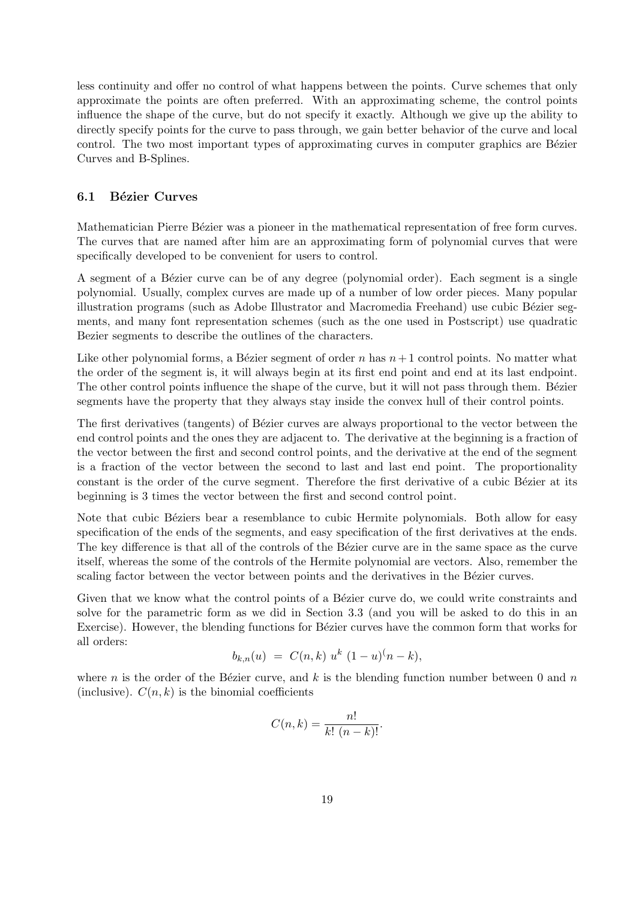less continuity and offer no control of what happens between the points. Curve schemes that only approximate the points are often preferred. With an approximating scheme, the control points influence the shape of the curve, but do not specify it exactly. Although we give up the ability to directly specify points for the curve to pass through, we gain better behavior of the curve and local control. The two most important types of approximating curves in computer graphics are Bézier Curves and B-Splines.

### 6.1 Bézier Curves

Mathematician Pierre Bézier was a pioneer in the mathematical representation of free form curves. The curves that are named after him are an approximating form of polynomial curves that were specifically developed to be convenient for users to control.

A segment of a Bézier curve can be of any degree (polynomial order). Each segment is a single polynomial. Usually, complex curves are made up of a number of low order pieces. Many popular illustration programs (such as Adobe Illustrator and Macromedia Freehand) use cubic Bézier segments, and many font representation schemes (such as the one used in Postscript) use quadratic Bezier segments to describe the outlines of the characters.

Like other polynomial forms, a Bézier segment of order $n$ has $n+1$ control points. No matter what the order of the segment is, it will always begin at its first end point and end at its last endpoint. The other control points influence the shape of the curve, but it will not pass through them. Bézier segments have the property that they always stay inside the convex hull of their control points.

The first derivatives (tangents) of Bézier curves are always proportional to the vector between the end control points and the ones they are adjacent to. The derivative at the beginning is a fraction of the vector between the first and second control points, and the derivative at the end of the segment is a fraction of the vector between the second to last and last end point. The proportionality constant is the order of the curve segment. Therefore the first derivative of a cubic Bézier at its beginning is 3 times the vector between the first and second control point.

Note that cubic Béziers bear a resemblance to cubic Hermite polynomials. Both allow for easy specification of the ends of the segments, and easy specification of the first derivatives at the ends. The key difference is that all of the controls of the Bézier curve are in the same space as the curve itself, whereas the some of the controls of the Hermite polynomial are vectors. Also, remember the scaling factor between the vector between points and the derivatives in the Bézier curves.

Given that we know what the control points of a Bézier curve do, we could write constraints and solve for the parametric form as we did in Section 3.3 (and you will be asked to do this in an Exercise). However, the blending functions for Bézier curves have the common form that works for all orders:

$$b_{k,n}(u) \ = \ C(n,k) \ u^k \ (1-u)^(n-k),$$

where $n$ is the order of the Bézier curve, and $k$ is the blending function number between 0 and $n$ (inclusive). $C(n,k)$ is the binomial coefficients

$$C(n,k) = \frac{n!}{k! \ (n-k)!}.$$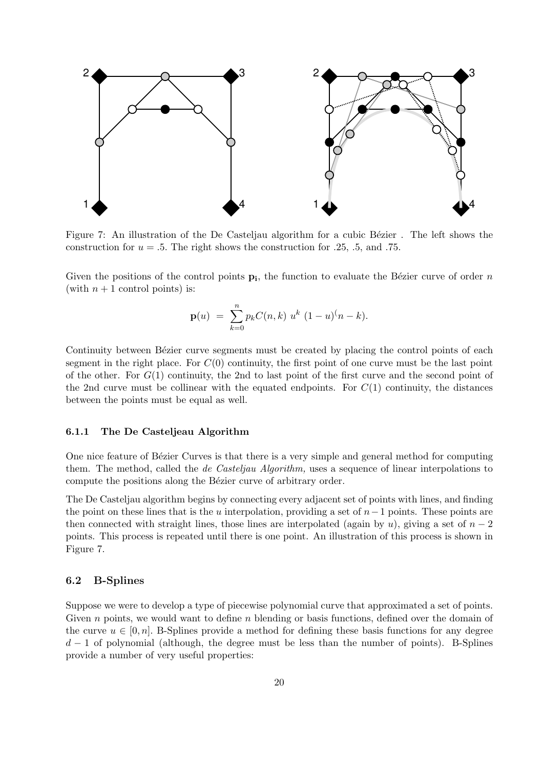Figure 7: An illustration of the De Casteljau algorithm for a cubic Bézier . The left shows the construction for $u = .5$. The right shows the construction for .25, .5, and .75.

Given the positions of the control points $\mathbf{p_i}$, the function to evaluate the Bézier curve of order $n$ (with $n + 1$ control points) is:

$$\mathbf{p}(u) \ = \ \sum_{k=0}^{n} p_k C(n, k) \ u^k \ (1 - u)^(n - k).$$

Continuity between Bézier curve segments must be created by placing the control points of each segment in the right place. For $C(0)$ continuity, the first point of one curve must be the last point of the other. For $G(1)$ continuity, the 2nd to last point of the first curve and the second point of the 2nd curve must be collinear with the equated endpoints. For $C(1)$ continuity, the distances between the points must be equal as well.

### 6.1.1 The De Casteljeau Algorithm

One nice feature of Bézier Curves is that there is a very simple and general method for computing them. The method, called the *de Casteljau Algorithm,* uses a sequence of linear interpolations to compute the positions along the Bézier curve of arbitrary order.

The De Casteljau algorithm begins by connecting every adjacent set of points with lines, and finding the point on these lines that is the $u$ interpolation, providing a set of $n - 1$ points. These points are then connected with straight lines, those lines are interpolated (again by $u$), giving a set of $n - 2$ points. This process is repeated until there is one point. An illustration of this process is shown in Figure 7.

## 6.2 B-Splines

Suppose we were to develop a type of piecewise polynomial curve that approximated a set of points. Given $n$ points, we would want to define $n$ blending or basis functions, defined over the domain of the curve $u \in [0, n]$. B-Splines provide a method for defining these basis functions for any degree $d - 1$ of polynomial (although, the degree must be less than the number of points). B-Splines provide a number of very useful properties: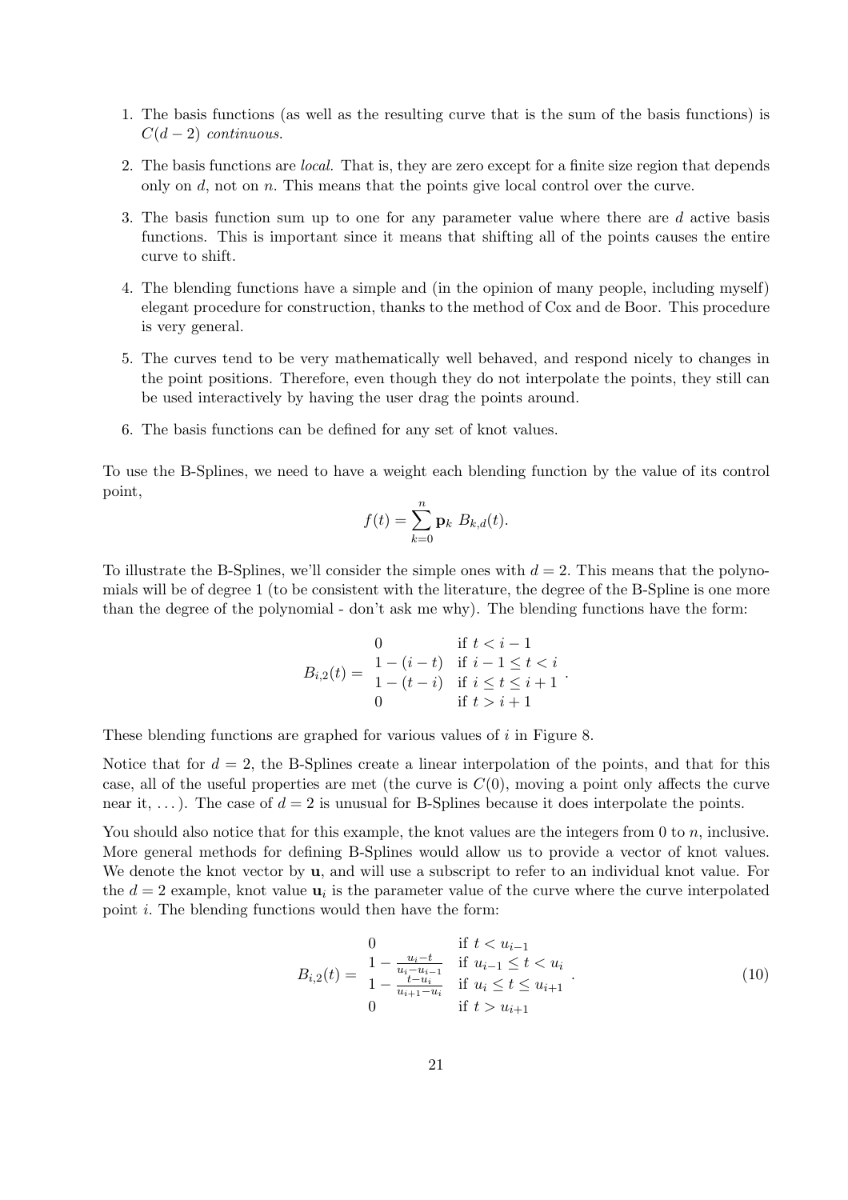1. The basis functions (as well as the resulting curve that is the sum of the basis functions) is $C(d-2)$ *continuous.*
2. The basis functions are *local.* That is, they are zero except for a finite size region that depends only on $d$, not on $n$. This means that the points give local control over the curve.
3. The basis function sum up to one for any parameter value where there are $d$ active basis functions. This is important since it means that shifting all of the points causes the entire curve to shift.
4. The blending functions have a simple and (in the opinion of many people, including myself) elegant procedure for construction, thanks to the method of Cox and de Boor. This procedure is very general.
5. The curves tend to be very mathematically well behaved, and respond nicely to changes in the point positions. Therefore, even though they do not interpolate the points, they still can be used interactively by having the user drag the points around.
6. The basis functions can be defined for any set of knot values.

To use the B-Splines, we need to have a weight each blending function by the value of its control point,

$$f(t) = \sum_{k=0}^{n} \mathbf{p}_k \; B_{k,d}(t).$$

To illustrate the B-Splines, we'll consider the simple ones with $d = 2$. This means that the polynomials will be of degree 1 (to be consistent with the literature, the degree of the B-Spline is one more than the degree of the polynomial - don't ask me why). The blending functions have the form:

$$B_{i,2}(t) = \begin{array}{ll} 0 & \text{if } t < i-1 \\ 1-(i-t) & \text{if } i-1 \leq t < i \\ 1-(t-i) & \text{if } i \leq t \leq i+1 \\ 0 & \text{if } t > i+1 \end{array}.$$

These blending functions are graphed for various values of $i$ in Figure 8.

Notice that for $d = 2$, the B-Splines create a linear interpolation of the points, and that for this case, all of the useful properties are met (the curve is $C(0)$, moving a point only affects the curve near it, ...). The case of $d = 2$ is unusual for B-Splines because it does interpolate the points.

You should also notice that for this example, the knot values are the integers from 0 to $n$, inclusive. More general methods for defining B-Splines would allow us to provide a vector of knot values. We denote the knot vector by $\mathbf{u}$, and will use a subscript to refer to an individual knot value. For the $d = 2$ example, knot value $\mathbf{u}_i$ is the parameter value of the curve where the curve interpolated point $i$. The blending functions would then have the form:

$$B_{i,2}(t) = \begin{array}{ll} 0 & \text{if } t < u_{i-1} \\ 1-\frac{u_i - t}{u_i - u_{i-1}} & \text{if } u_{i-1} \leq t < u_i \\ 1-\frac{t-u_i}{u_{i+1}-u_i} & \text{if } u_i \leq t \leq u_{i+1} \\ 0 & \text{if } t > u_{i+1} \end{array}. \tag{10}$$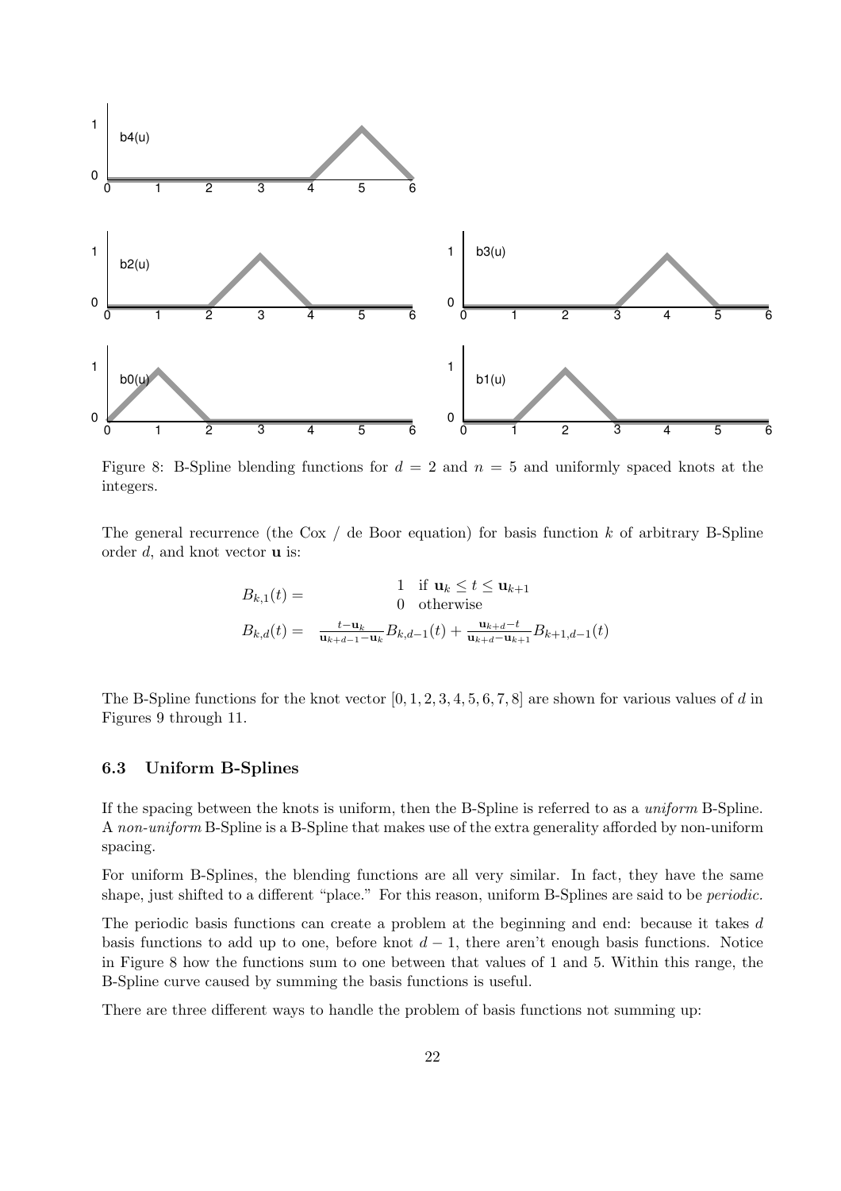Figure 8: B-Spline blending functions for $d = 2$ and $n = 5$ and uniformly spaced knots at the integers.

The general recurrence (the Cox / de Boor equation) for basis function $k$ of arbitrary B-Spline order $d$, and knot vector $\mathbf{u}$ is:

$$
\begin{aligned}
B_{k,1}(t) &= \begin{array}{ll} 1 & \text{if } \mathbf{u}_k \leq t \leq \mathbf{u}_{k+1} \\ 0 & \text{otherwise} \end{array} \\
B_{k,d}(t) &= \frac{t - \mathbf{u}_k}{\mathbf{u}_{k+d-1} - \mathbf{u}_k} B_{k,d-1}(t) + \frac{\mathbf{u}_{k+d} - t}{\mathbf{u}_{k+d} - \mathbf{u}_{k+1}} B_{k+1,d-1}(t)
\end{aligned}
$$

The B-Spline functions for the knot vector $[0, 1, 2, 3, 4, 5, 6, 7, 8]$ are shown for various values of $d$ in Figures 9 through 11.

### 6.3 Uniform B-Splines

If the spacing between the knots is uniform, then the B-Spline is referred to as a *uniform* B-Spline. A *non-uniform* B-Spline is a B-Spline that makes use of the extra generality afforded by non-uniform spacing.

For uniform B-Splines, the blending functions are all very similar. In fact, they have the same shape, just shifted to a different "place." For this reason, uniform B-Splines are said to be *periodic*.

The periodic basis functions can create a problem at the beginning and end: because it takes $d$ basis functions to add up to one, before knot $d - 1$, there aren't enough basis functions. Notice in Figure 8 how the functions sum to one between that values of 1 and 5. Within this range, the B-Spline curve caused by summing the basis functions is useful.

There are three different ways to handle the problem of basis functions not summing up: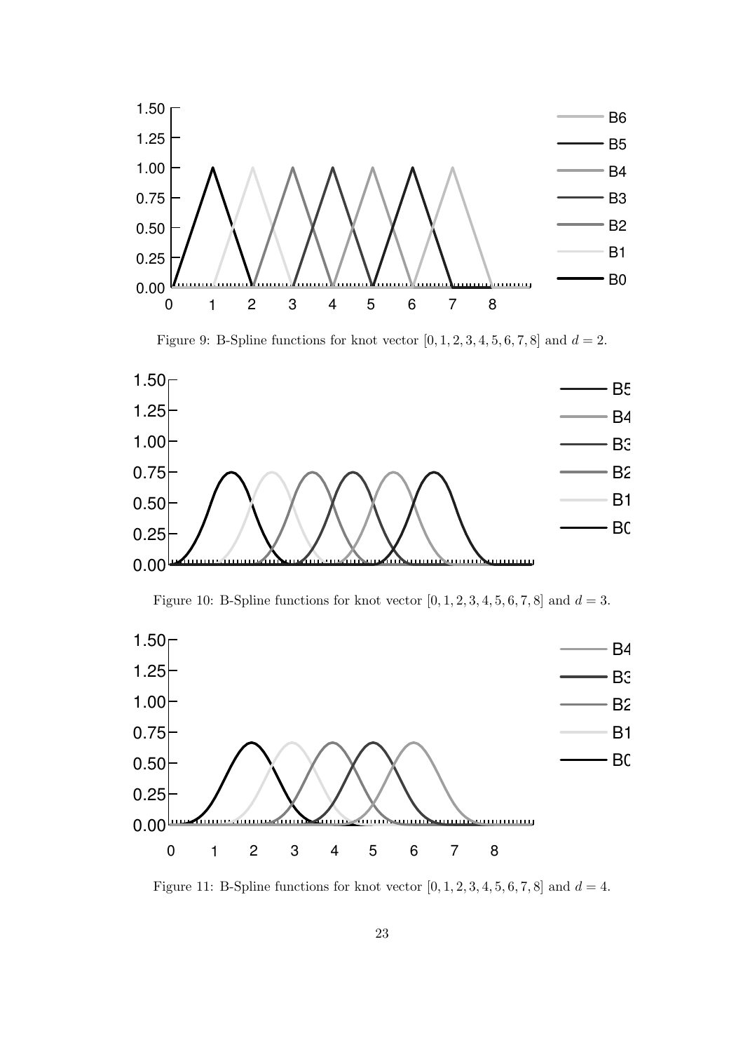Figure 9: B-Spline functions for knot vector $[0, 1, 2, 3, 4, 5, 6, 7, 8]$ and $d = 2$.

Figure 10: B-Spline functions for knot vector $[0, 1, 2, 3, 4, 5, 6, 7, 8]$ and $d = 3$.

Figure 11: B-Spline functions for knot vector $[0, 1, 2, 3, 4, 5, 6, 7, 8]$ and $d = 4$.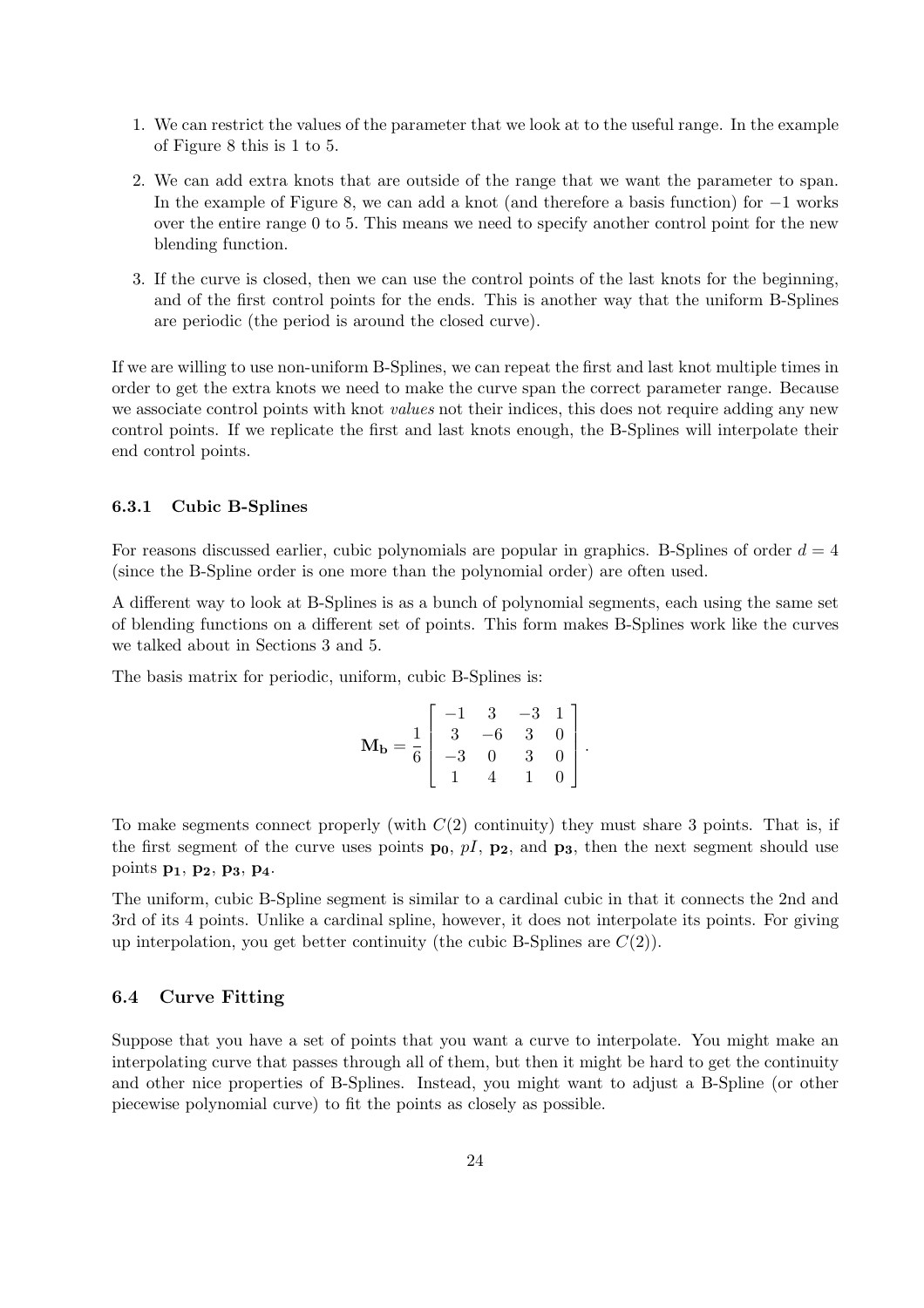1. We can restrict the values of the parameter that we look at to the useful range. In the example of Figure 8 this is 1 to 5.
2. We can add extra knots that are outside of the range that we want the parameter to span. In the example of Figure 8, we can add a knot (and therefore a basis function) for $-1$ works over the entire range 0 to 5. This means we need to specify another control point for the new blending function.
3. If the curve is closed, then we can use the control points of the last knots for the beginning, and of the first control points for the ends. This is another way that the uniform B-Splines are periodic (the period is around the closed curve).

If we are willing to use non-uniform B-Splines, we can repeat the first and last knot multiple times in order to get the extra knots we need to make the curve span the correct parameter range. Because we associate control points with knot *values* not their indices, this does not require adding any new control points. If we replicate the first and last knots enough, the B-Splines will interpolate their end control points.

### 6.3.1 Cubic B-Splines

For reasons discussed earlier, cubic polynomials are popular in graphics. B-Splines of order $d = 4$ (since the B-Spline order is one more than the polynomial order) are often used.

A different way to look at B-Splines is as a bunch of polynomial segments, each using the same set of blending functions on a different set of points. This form makes B-Splines work like the curves we talked about in Sections 3 and 5.

The basis matrix for periodic, uniform, cubic B-Splines is:

$$\mathbf{M_b} = \frac{1}{6}\begin{bmatrix} -1 & 3 & -3 & 1 \\ 3 & -6 & 3 & 0 \\ -3 & 0 & 3 & 0 \\ 1 & 4 & 1 & 0 \end{bmatrix}.$$

To make segments connect properly (with $C(2)$ continuity) they must share 3 points. That is, if the first segment of the curve uses points $\mathbf{p_0}$, $pI$, $\mathbf{p_2}$, and $\mathbf{p_3}$, then the next segment should use points $\mathbf{p_1}$, $\mathbf{p_2}$, $\mathbf{p_3}$, $\mathbf{p_4}$.

The uniform, cubic B-Spline segment is similar to a cardinal cubic in that it connects the 2nd and 3rd of its 4 points. Unlike a cardinal spline, however, it does not interpolate its points. For giving up interpolation, you get better continuity (the cubic B-Splines are $C(2)$).

## 6.4 Curve Fitting

Suppose that you have a set of points that you want a curve to interpolate. You might make an interpolating curve that passes through all of them, but then it might be hard to get the continuity and other nice properties of B-Splines. Instead, you might want to adjust a B-Spline (or other piecewise polynomial curve) to fit the points as closely as possible.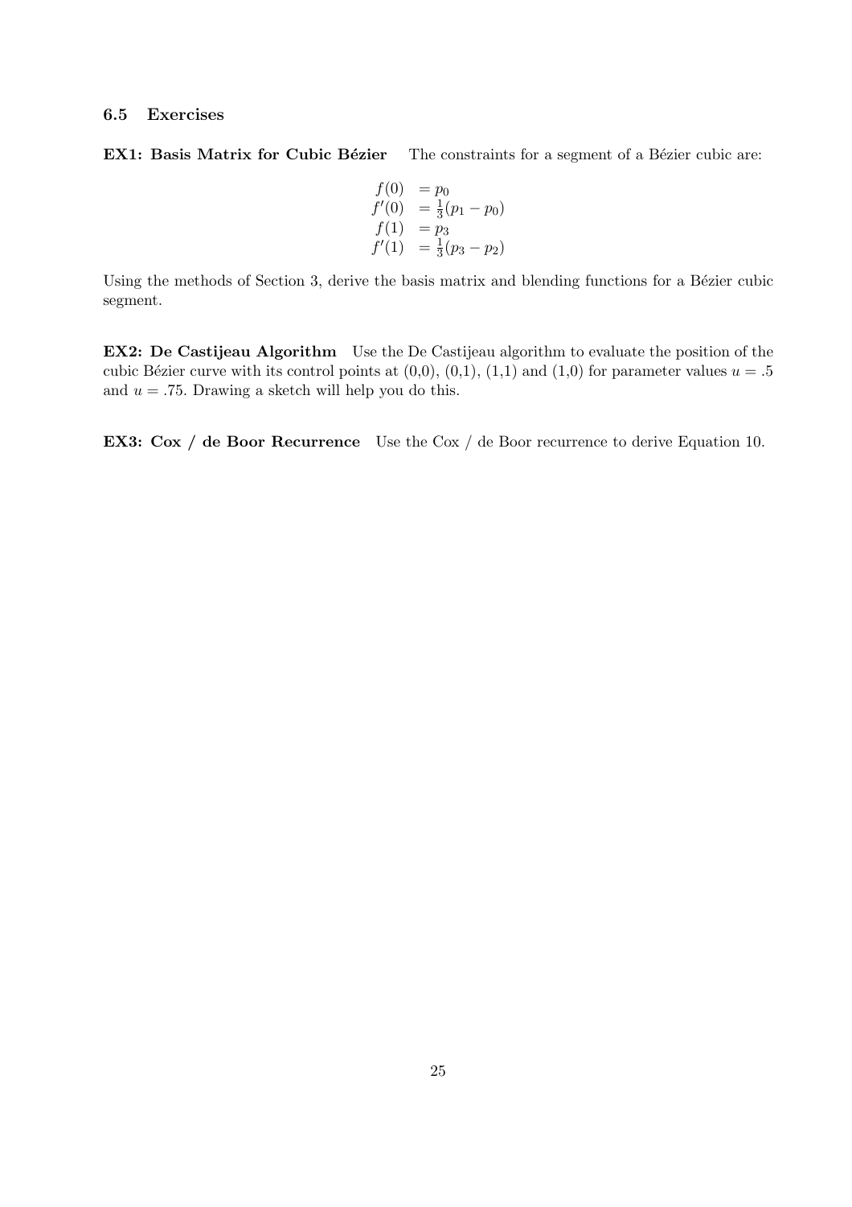### 6.5 Exercises

**EX1: Basis Matrix for Cubic Bézier** The constraints for a segment of a Bézier cubic are:

$$
\begin{aligned}
f(0) &= p_0 \\
f'(0) &= \tfrac{1}{3}(p_1 - p_0) \\
f(1) &= p_3 \\
f'(1) &= \tfrac{1}{3}(p_3 - p_2)
\end{aligned}
$$

Using the methods of Section 3, derive the basis matrix and blending functions for a Bézier cubic segment.

**EX2: De Castijeau Algorithm** Use the De Castijeau algorithm to evaluate the position of the cubic Bézier curve with its control points at (0,0), (0,1), (1,1) and (1,0) for parameter values $u = .5$ and $u = .75$. Drawing a sketch will help you do this.

**EX3: Cox / de Boor Recurrence** Use the Cox / de Boor recurrence to derive Equation 10.